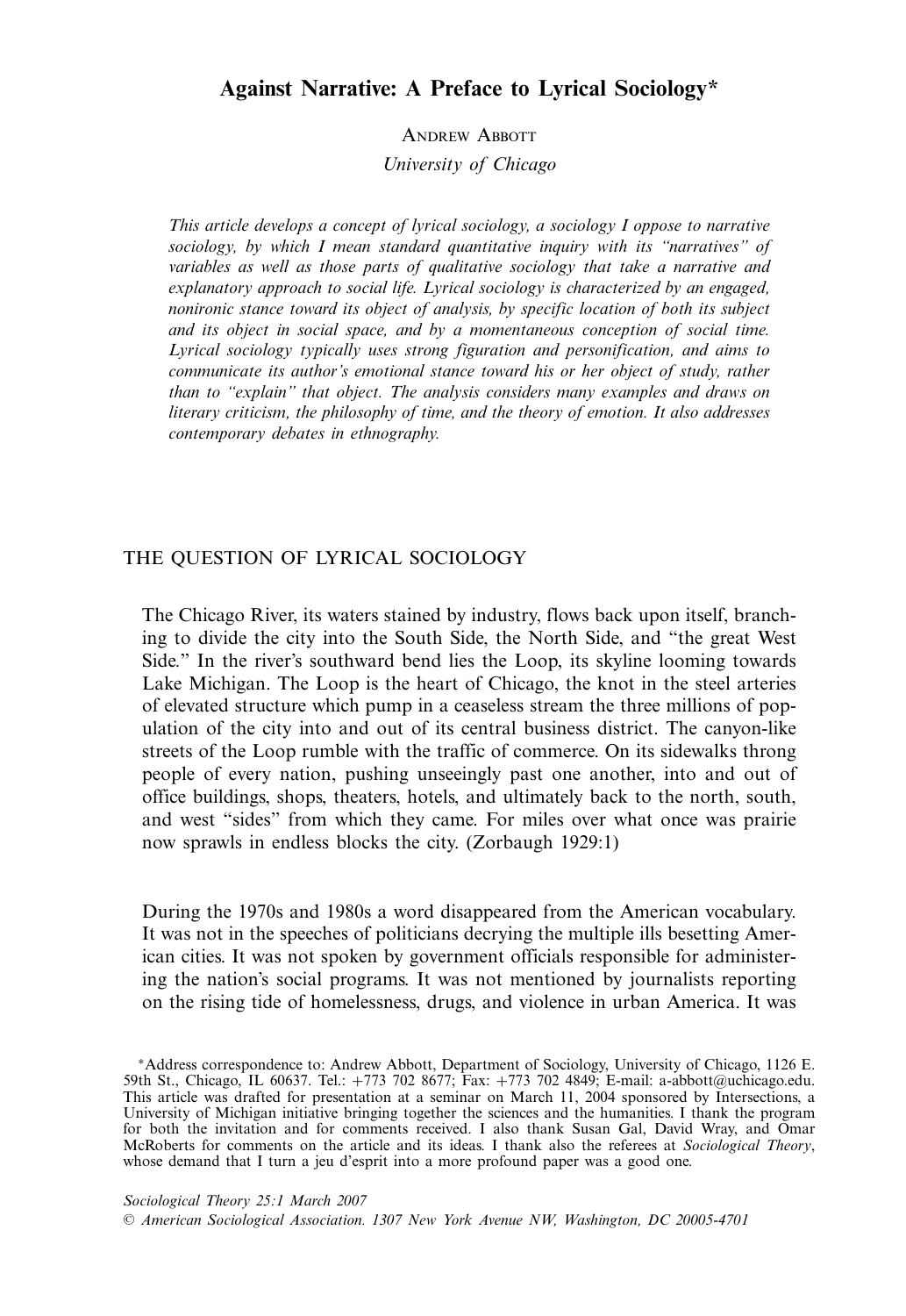# Against Narrative: A Preface to Lyrical Sociology*

Andrew Abbott

*University of Chicago*

*This article develops a concept of lyrical sociology, a sociology I oppose to narrative sociology, by which I mean standard quantitative inquiry with its "narratives" of variables as well as those parts of qualitative sociology that take a narrative and explanatory approach to social life. Lyrical sociology is characterized by an engaged, nonironic stance toward its object of analysis, by specific location of both its subject and its object in social space, and by a momentaneous conception of social time. Lyrical sociology typically uses strong figuration and personification, and aims to communicate its author's emotional stance toward his or her object of study, rather than to "explain" that object. The analysis considers many examples and draws on literary criticism, the philosophy of time, and the theory of emotion. It also addresses contemporary debates in ethnography.*

## THE QUESTION OF LYRICAL SOCIOLOGY

> The Chicago River, its waters stained by industry, flows back upon itself, branching to divide the city into the South Side, the North Side, and "the great West Side." In the river's southward bend lies the Loop, its skyline looming towards Lake Michigan. The Loop is the heart of Chicago, the knot in the steel arteries of elevated structure which pump in a ceaseless stream the three millions of population of the city into and out of its central business district. The canyon-like streets of the Loop rumble with the traffic of commerce. On its sidewalks throng people of every nation, pushing unseeingly past one another, into and out of office buildings, shops, theaters, hotels, and ultimately back to the north, south, and west "sides" from which they came. For miles over what once was prairie now sprawls in endless blocks the city. (Zorbaugh 1929:1)

> During the 1970s and 1980s a word disappeared from the American vocabulary. It was not in the speeches of politicians decrying the multiple ills besetting American cities. It was not spoken by government officials responsible for administering the nation's social programs. It was not mentioned by journalists reporting on the rising tide of homelessness, drugs, and violence in urban America. It was

*Address correspondence to: Andrew Abbott, Department of Sociology, University of Chicago, 1126 E. 59th St., Chicago, IL 60637. Tel.: +773 702 8677; Fax: +773 702 4849; E-mail: a-abbott@uchicago.edu. This article was drafted for presentation at a seminar on March 11, 2004 sponsored by Intersections, a University of Michigan initiative bringing together the sciences and the humanities. I thank the program for both the invitation and for comments received. I also thank Susan Gal, David Wray, and Omar McRoberts for comments on the article and its ideas. I thank also the referees at *Sociological Theory*, whose demand that I turn a jeu d'esprit into a more profound paper was a good one.

*Sociological Theory 25:1 March 2007*
*© American Sociological Association. 1307 New York Avenue NW, Washington, DC 20005-4701*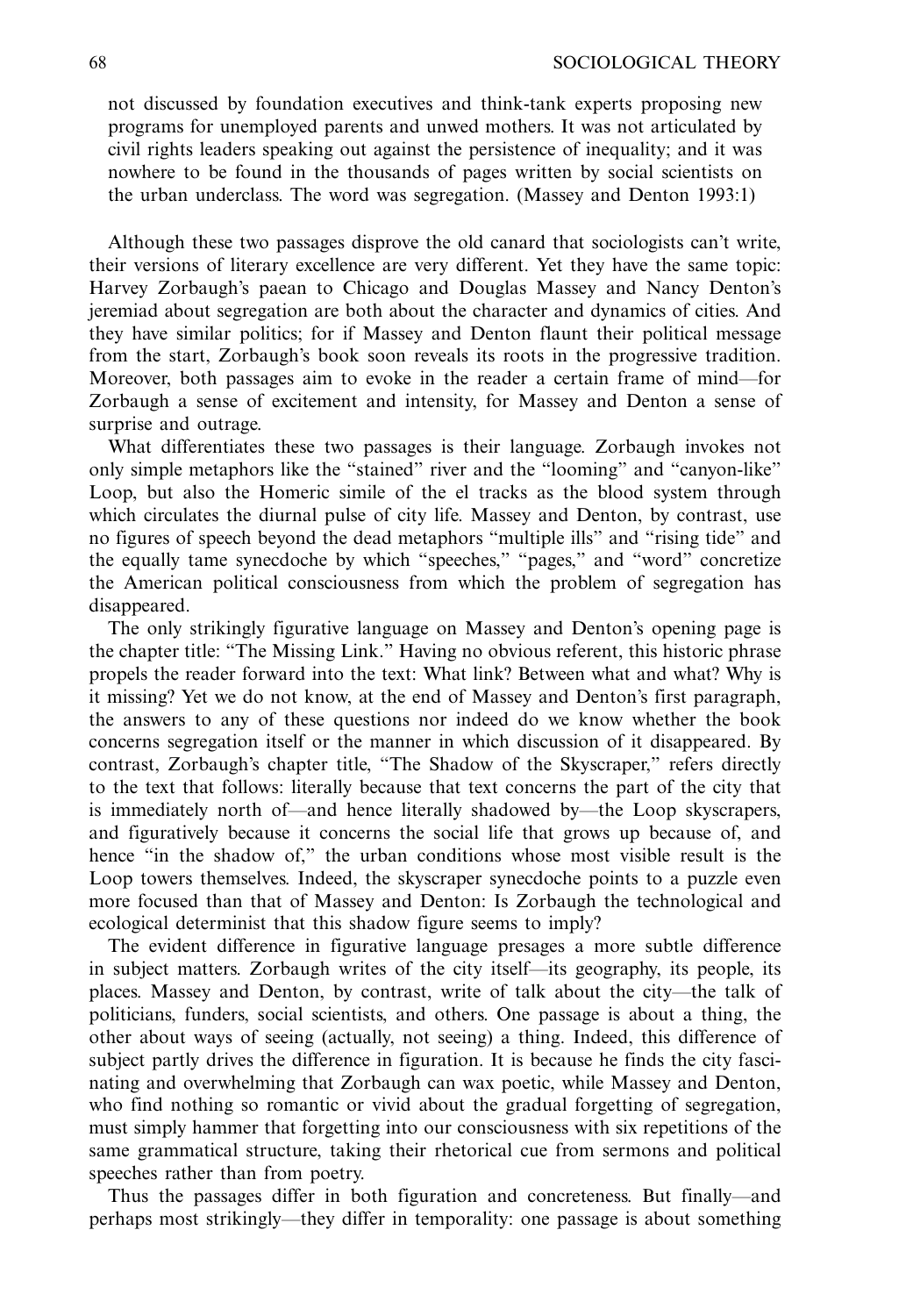not discussed by foundation executives and think-tank experts proposing new programs for unemployed parents and unwed mothers. It was not articulated by civil rights leaders speaking out against the persistence of inequality; and it was nowhere to be found in the thousands of pages written by social scientists on the urban underclass. The word was segregation. (Massey and Denton 1993:1)

Although these two passages disprove the old canard that sociologists can't write, their versions of literary excellence are very different. Yet they have the same topic: Harvey Zorbaugh's paean to Chicago and Douglas Massey and Nancy Denton's jeremiad about segregation are both about the character and dynamics of cities. And they have similar politics; for if Massey and Denton flaunt their political message from the start, Zorbaugh's book soon reveals its roots in the progressive tradition. Moreover, both passages aim to evoke in the reader a certain frame of mind—for Zorbaugh a sense of excitement and intensity, for Massey and Denton a sense of surprise and outrage.

What differentiates these two passages is their language. Zorbaugh invokes not only simple metaphors like the "stained" river and the "looming" and "canyon-like" Loop, but also the Homeric simile of the el tracks as the blood system through which circulates the diurnal pulse of city life. Massey and Denton, by contrast, use no figures of speech beyond the dead metaphors "multiple ills" and "rising tide" and the equally tame synecdoche by which "speeches," "pages," and "word" concretize the American political consciousness from which the problem of segregation has disappeared.

The only strikingly figurative language on Massey and Denton's opening page is the chapter title: "The Missing Link." Having no obvious referent, this historic phrase propels the reader forward into the text: What link? Between what and what? Why is it missing? Yet we do not know, at the end of Massey and Denton's first paragraph, the answers to any of these questions nor indeed do we know whether the book concerns segregation itself or the manner in which discussion of it disappeared. By contrast, Zorbaugh's chapter title, "The Shadow of the Skyscraper," refers directly to the text that follows: literally because that text concerns the part of the city that is immediately north of—and hence literally shadowed by—the Loop skyscrapers, and figuratively because it concerns the social life that grows up because of, and hence "in the shadow of," the urban conditions whose most visible result is the Loop towers themselves. Indeed, the skyscraper synecdoche points to a puzzle even more focused than that of Massey and Denton: Is Zorbaugh the technological and ecological determinist that this shadow figure seems to imply?

The evident difference in figurative language presages a more subtle difference in subject matters. Zorbaugh writes of the city itself—its geography, its people, its places. Massey and Denton, by contrast, write of talk about the city—the talk of politicians, funders, social scientists, and others. One passage is about a thing, the other about ways of seeing (actually, not seeing) a thing. Indeed, this difference of subject partly drives the difference in figuration. It is because he finds the city fascinating and overwhelming that Zorbaugh can wax poetic, while Massey and Denton, who find nothing so romantic or vivid about the gradual forgetting of segregation, must simply hammer that forgetting into our consciousness with six repetitions of the same grammatical structure, taking their rhetorical cue from sermons and political speeches rather than from poetry.

Thus the passages differ in both figuration and concreteness. But finally—and perhaps most strikingly—they differ in temporality: one passage is about something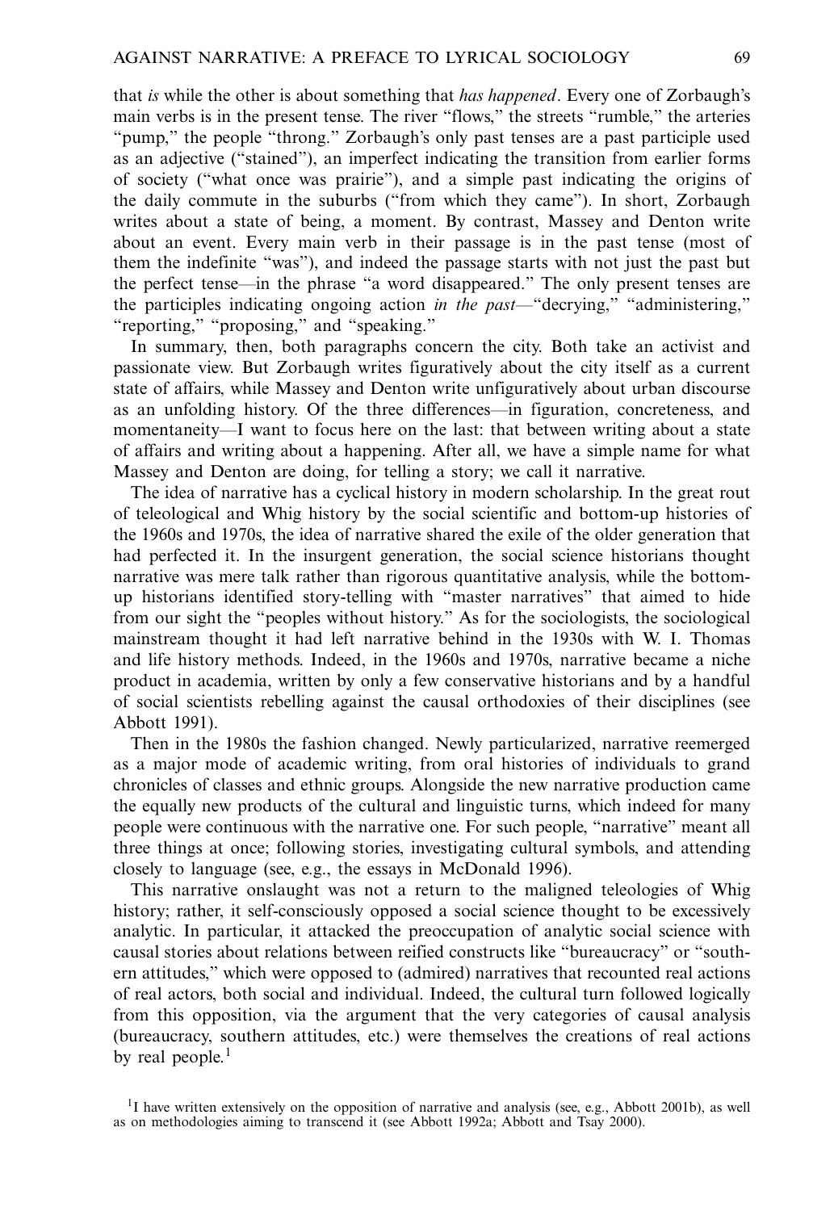that *is* while the other is about something that *has happened*. Every one of Zorbaugh's main verbs is in the present tense. The river "flows," the streets "rumble," the arteries "pump," the people "throng." Zorbaugh's only past tenses are a past participle used as an adjective ("stained"), an imperfect indicating the transition from earlier forms of society ("what once was prairie"), and a simple past indicating the origins of the daily commute in the suburbs ("from which they came"). In short, Zorbaugh writes about a state of being, a moment. By contrast, Massey and Denton write about an event. Every main verb in their passage is in the past tense (most of them the indefinite "was"), and indeed the passage starts with not just the past but the perfect tense—in the phrase "a word disappeared." The only present tenses are the participles indicating ongoing action *in the past*—"decrying," "administering," "reporting," "proposing," and "speaking."

In summary, then, both paragraphs concern the city. Both take an activist and passionate view. But Zorbaugh writes figuratively about the city itself as a current state of affairs, while Massey and Denton write unfiguratively about urban discourse as an unfolding history. Of the three differences—in figuration, concreteness, and momentaneity—I want to focus here on the last: that between writing about a state of affairs and writing about a happening. After all, we have a simple name for what Massey and Denton are doing, for telling a story; we call it narrative.

The idea of narrative has a cyclical history in modern scholarship. In the great rout of teleological and Whig history by the social scientific and bottom-up histories of the 1960s and 1970s, the idea of narrative shared the exile of the older generation that had perfected it. In the insurgent generation, the social science historians thought narrative was mere talk rather than rigorous quantitative analysis, while the bottom-up historians identified story-telling with "master narratives" that aimed to hide from our sight the "peoples without history." As for the sociologists, the sociological mainstream thought it had left narrative behind in the 1930s with W. I. Thomas and life history methods. Indeed, in the 1960s and 1970s, narrative became a niche product in academia, written by only a few conservative historians and by a handful of social scientists rebelling against the causal orthodoxies of their disciplines (see Abbott 1991).

Then in the 1980s the fashion changed. Newly particularized, narrative reemerged as a major mode of academic writing, from oral histories of individuals to grand chronicles of classes and ethnic groups. Alongside the new narrative production came the equally new products of the cultural and linguistic turns, which indeed for many people were continuous with the narrative one. For such people, "narrative" meant all three things at once; following stories, investigating cultural symbols, and attending closely to language (see, e.g., the essays in McDonald 1996).

This narrative onslaught was not a return to the maligned teleologies of Whig history; rather, it self-consciously opposed a social science thought to be excessively analytic. In particular, it attacked the preoccupation of analytic social science with causal stories about relations between reified constructs like "bureaucracy" or "southern attitudes," which were opposed to (admired) narratives that recounted real actions of real actors, both social and individual. Indeed, the cultural turn followed logically from this opposition, via the argument that the very categories of causal analysis (bureaucracy, southern attitudes, etc.) were themselves the creations of real actions by real people.[1]

[1] I have written extensively on the opposition of narrative and analysis (see, e.g., Abbott 2001b), as well as on methodologies aiming to transcend it (see Abbott 1992a; Abbott and Tsay 2000).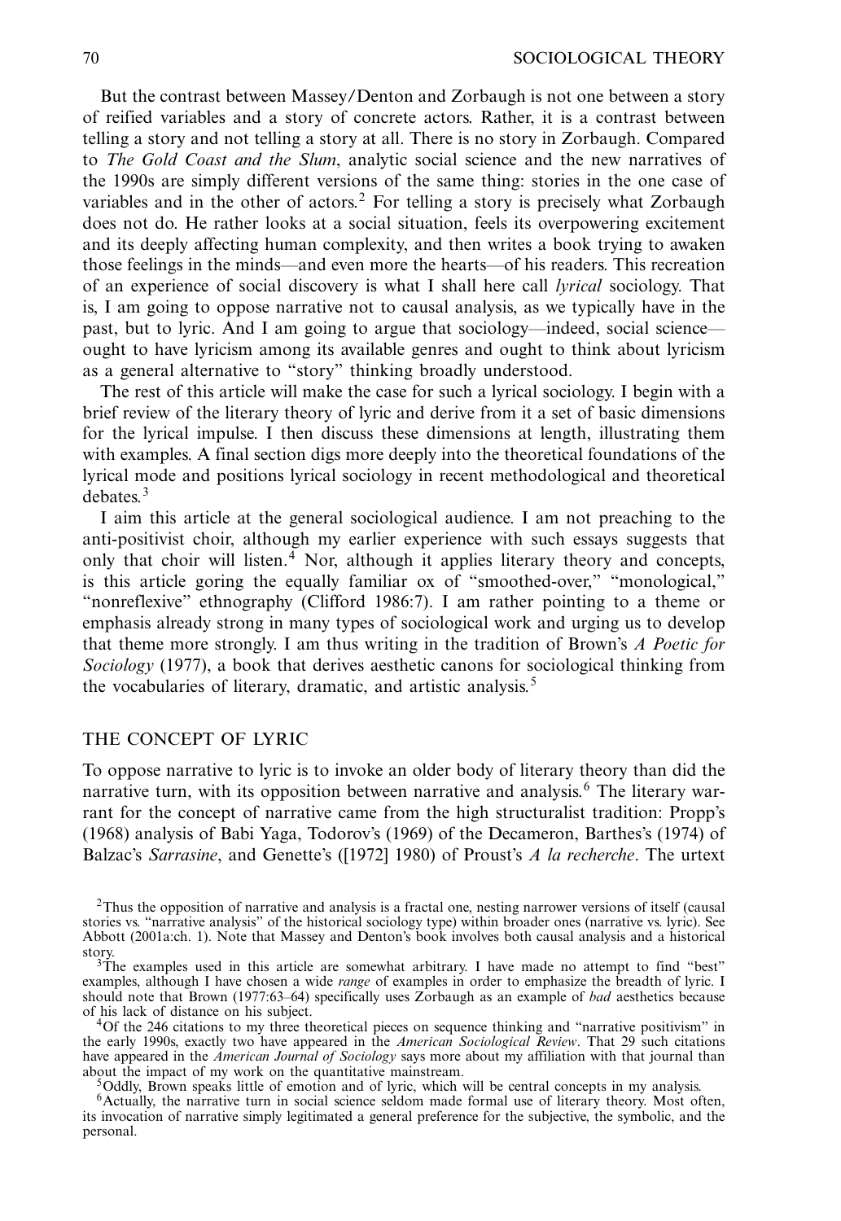But the contrast between Massey/Denton and Zorbaugh is not one between a story of reified variables and a story of concrete actors. Rather, it is a contrast between telling a story and not telling a story at all. There is no story in Zorbaugh. Compared to *The Gold Coast and the Slum*, analytic social science and the new narratives of the 1990s are simply different versions of the same thing: stories in the one case of variables and in the other of actors.[2] For telling a story is precisely what Zorbaugh does not do. He rather looks at a social situation, feels its overpowering excitement and its deeply affecting human complexity, and then writes a book trying to awaken those feelings in the minds—and even more the hearts—of his readers. This recreation of an experience of social discovery is what I shall here call *lyrical* sociology. That is, I am going to oppose narrative not to causal analysis, as we typically have in the past, but to lyric. And I am going to argue that sociology—indeed, social science—ought to have lyricism among its available genres and ought to think about lyricism as a general alternative to "story" thinking broadly understood.

The rest of this article will make the case for such a lyrical sociology. I begin with a brief review of the literary theory of lyric and derive from it a set of basic dimensions for the lyrical impulse. I then discuss these dimensions at length, illustrating them with examples. A final section digs more deeply into the theoretical foundations of the lyrical mode and positions lyrical sociology in recent methodological and theoretical debates.[3]

I aim this article at the general sociological audience. I am not preaching to the anti-positivist choir, although my earlier experience with such essays suggests that only that choir will listen.[4] Nor, although it applies literary theory and concepts, is this article goring the equally familiar ox of "smoothed-over," "monological," "nonreflexive" ethnography (Clifford 1986:7). I am rather pointing to a theme or emphasis already strong in many types of sociological work and urging us to develop that theme more strongly. I am thus writing in the tradition of Brown's *A Poetic for Sociology* (1977), a book that derives aesthetic canons for sociological thinking from the vocabularies of literary, dramatic, and artistic analysis.[5]

## THE CONCEPT OF LYRIC

To oppose narrative to lyric is to invoke an older body of literary theory than did the narrative turn, with its opposition between narrative and analysis.[6] The literary warrant for the concept of narrative came from the high structuralist tradition: Propp's (1968) analysis of Babi Yaga, Todorov's (1969) of the Decameron, Barthes's (1974) of Balzac's *Sarrasine*, and Genette's ([1972] 1980) of Proust's *A la recherche*. The urtext

---

[2] Thus the opposition of narrative and analysis is a fractal one, nesting narrower versions of itself (causal stories vs. "narrative analysis" of the historical sociology type) within broader ones (narrative vs. lyric). See Abbott (2001a:ch. 1). Note that Massey and Denton's book involves both causal analysis and a historical story.

[3] The examples used in this article are somewhat arbitrary. I have made no attempt to find "best" examples, although I have chosen a wide *range* of examples in order to emphasize the breadth of lyric. I should note that Brown (1977:63–64) specifically uses Zorbaugh as an example of *bad* aesthetics because of his lack of distance on his subject.

[4] Of the 246 citations to my three theoretical pieces on sequence thinking and "narrative positivism" in the early 1990s, exactly two have appeared in the *American Sociological Review*. That 29 such citations have appeared in the *American Journal of Sociology* says more about my affiliation with that journal than about the impact of my work on the quantitative mainstream.

[5] Oddly, Brown speaks little of emotion and of lyric, which will be central concepts in my analysis.

[6] Actually, the narrative turn in social science seldom made formal use of literary theory. Most often, its invocation of narrative simply legitimated a general preference for the subjective, the symbolic, and the personal.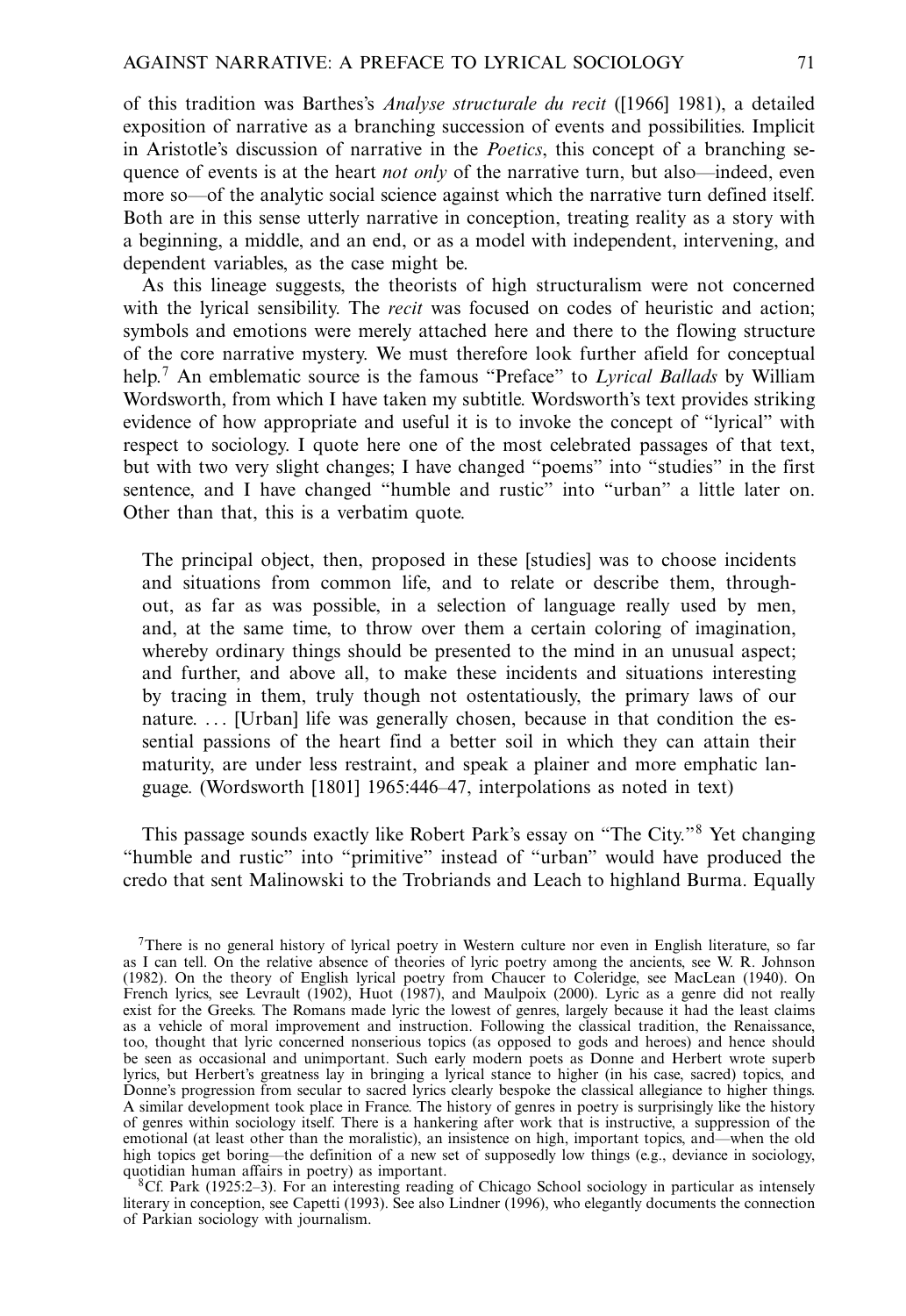of this tradition was Barthes's *Analyse structurale du recit* ([1966] 1981), a detailed exposition of narrative as a branching succession of events and possibilities. Implicit in Aristotle's discussion of narrative in the *Poetics*, this concept of a branching sequence of events is at the heart *not only* of the narrative turn, but also—indeed, even more so—of the analytic social science against which the narrative turn defined itself. Both are in this sense utterly narrative in conception, treating reality as a story with a beginning, a middle, and an end, or as a model with independent, intervening, and dependent variables, as the case might be.

As this lineage suggests, the theorists of high structuralism were not concerned with the lyrical sensibility. The *recit* was focused on codes of heuristic and action; symbols and emotions were merely attached here and there to the flowing structure of the core narrative mystery. We must therefore look further afield for conceptual help.[7] An emblematic source is the famous "Preface" to *Lyrical Ballads* by William Wordsworth, from which I have taken my subtitle. Wordsworth's text provides striking evidence of how appropriate and useful it is to invoke the concept of "lyrical" with respect to sociology. I quote here one of the most celebrated passages of that text, but with two very slight changes; I have changed "poems" into "studies" in the first sentence, and I have changed "humble and rustic" into "urban" a little later on. Other than that, this is a verbatim quote.

> The principal object, then, proposed in these [studies] was to choose incidents and situations from common life, and to relate or describe them, throughout, as far as was possible, in a selection of language really used by men, and, at the same time, to throw over them a certain coloring of imagination, whereby ordinary things should be presented to the mind in an unusual aspect; and further, and above all, to make these incidents and situations interesting by tracing in them, truly though not ostentatiously, the primary laws of our nature. . . . [Urban] life was generally chosen, because in that condition the essential passions of the heart find a better soil in which they can attain their maturity, are under less restraint, and speak a plainer and more emphatic language. (Wordsworth [1801] 1965:446–47, interpolations as noted in text)

This passage sounds exactly like Robert Park's essay on "The City."[8] Yet changing "humble and rustic" into "primitive" instead of "urban" would have produced the credo that sent Malinowski to the Trobriands and Leach to highland Burma. Equally

[7] There is no general history of lyrical poetry in Western culture nor even in English literature, so far as I can tell. On the relative absence of theories of lyric poetry among the ancients, see W. R. Johnson (1982). On the theory of English lyrical poetry from Chaucer to Coleridge, see MacLean (1940). On French lyrics, see Levrault (1902), Huot (1987), and Maulpoix (2000). Lyric as a genre did not really exist for the Greeks. The Romans made lyric the lowest of genres, largely because it had the least claims as a vehicle of moral improvement and instruction. Following the classical tradition, the Renaissance, too, thought that lyric concerned nonserious topics (as opposed to gods and heroes) and hence should be seen as occasional and unimportant. Such early modern poets as Donne and Herbert wrote superb lyrics, but Herbert's greatness lay in bringing a lyrical stance to higher (in his case, sacred) topics, and Donne's progression from secular to sacred lyrics clearly bespoke the classical allegiance to higher things. A similar development took place in France. The history of genres in poetry is surprisingly like the history of genres within sociology itself. There is a hankering after work that is instructive, a suppression of the emotional (at least other than the moralistic), an insistence on high, important topics, and—when the old high topics get boring—the definition of a new set of supposedly low things (e.g., deviance in sociology, quotidian human affairs in poetry) as important.

[8] Cf. Park (1925:2–3). For an interesting reading of Chicago School sociology in particular as intensely literary in conception, see Capetti (1993). See also Lindner (1996), who elegantly documents the connection of Parkian sociology with journalism.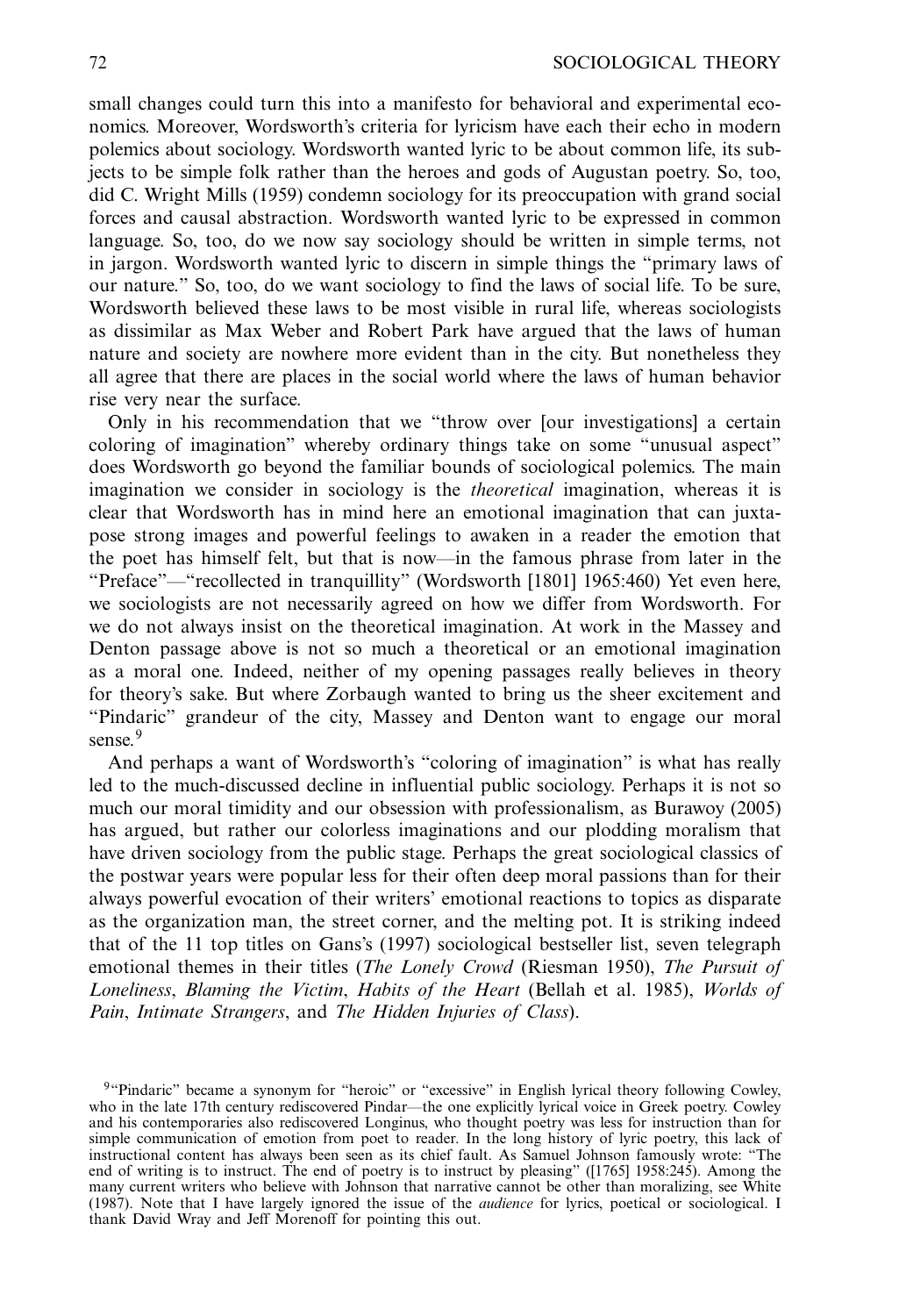small changes could turn this into a manifesto for behavioral and experimental economics. Moreover, Wordsworth's criteria for lyricism have each their echo in modern polemics about sociology. Wordsworth wanted lyric to be about common life, its subjects to be simple folk rather than the heroes and gods of Augustan poetry. So, too, did C. Wright Mills (1959) condemn sociology for its preoccupation with grand social forces and causal abstraction. Wordsworth wanted lyric to be expressed in common language. So, too, do we now say sociology should be written in simple terms, not in jargon. Wordsworth wanted lyric to discern in simple things the "primary laws of our nature." So, too, do we want sociology to find the laws of social life. To be sure, Wordsworth believed these laws to be most visible in rural life, whereas sociologists as dissimilar as Max Weber and Robert Park have argued that the laws of human nature and society are nowhere more evident than in the city. But nonetheless they all agree that there are places in the social world where the laws of human behavior rise very near the surface.

Only in his recommendation that we "throw over [our investigations] a certain coloring of imagination" whereby ordinary things take on some "unusual aspect" does Wordsworth go beyond the familiar bounds of sociological polemics. The main imagination we consider in sociology is the *theoretical* imagination, whereas it is clear that Wordsworth has in mind here an emotional imagination that can juxtapose strong images and powerful feelings to awaken in a reader the emotion that the poet has himself felt, but that is now—in the famous phrase from later in the "Preface"—"recollected in tranquillity" (Wordsworth [1801] 1965:460) Yet even here, we sociologists are not necessarily agreed on how we differ from Wordsworth. For we do not always insist on the theoretical imagination. At work in the Massey and Denton passage above is not so much a theoretical or an emotional imagination as a moral one. Indeed, neither of my opening passages really believes in theory for theory's sake. But where Zorbaugh wanted to bring us the sheer excitement and "Pindaric" grandeur of the city, Massey and Denton want to engage our moral sense.[9]

And perhaps a want of Wordsworth's "coloring of imagination" is what has really led to the much-discussed decline in influential public sociology. Perhaps it is not so much our moral timidity and our obsession with professionalism, as Burawoy (2005) has argued, but rather our colorless imaginations and our plodding moralism that have driven sociology from the public stage. Perhaps the great sociological classics of the postwar years were popular less for their often deep moral passions than for their always powerful evocation of their writers' emotional reactions to topics as disparate as the organization man, the street corner, and the melting pot. It is striking indeed that of the 11 top titles on Gans's (1997) sociological bestseller list, seven telegraph emotional themes in their titles (*The Lonely Crowd* (Riesman 1950), *The Pursuit of Loneliness*, *Blaming the Victim*, *Habits of the Heart* (Bellah et al. 1985), *Worlds of Pain*, *Intimate Strangers*, and *The Hidden Injuries of Class*).

[9]"Pindaric" became a synonym for "heroic" or "excessive" in English lyrical theory following Cowley, who in the late 17th century rediscovered Pindar—the one explicitly lyrical voice in Greek poetry. Cowley and his contemporaries also rediscovered Longinus, who thought poetry was less for instruction than for simple communication of emotion from poet to reader. In the long history of lyric poetry, this lack of instructional content has always been seen as its chief fault. As Samuel Johnson famously wrote: "The end of writing is to instruct. The end of poetry is to instruct by pleasing" ([1765] 1958:245). Among the many current writers who believe with Johnson that narrative cannot be other than moralizing, see White (1987). Note that I have largely ignored the issue of the *audience* for lyrics, poetical or sociological. I thank David Wray and Jeff Morenoff for pointing this out.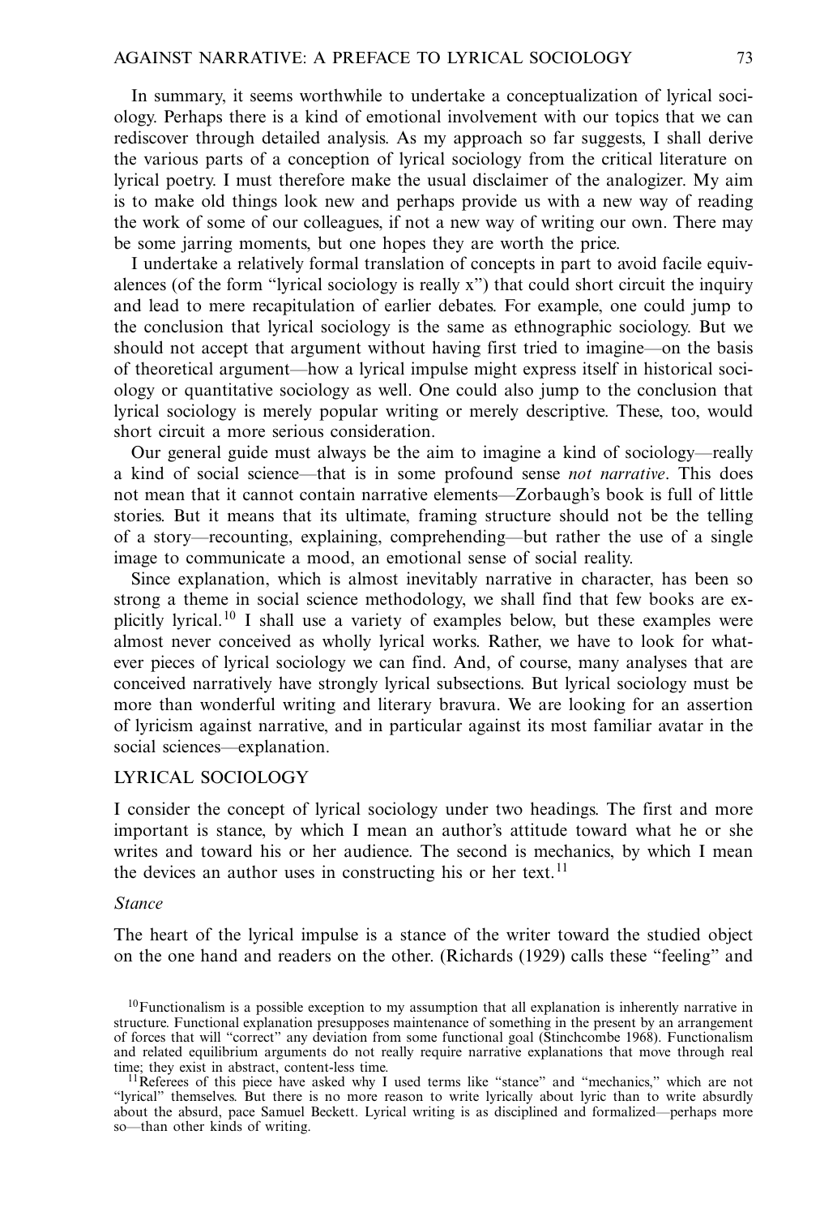In summary, it seems worthwhile to undertake a conceptualization of lyrical sociology. Perhaps there is a kind of emotional involvement with our topics that we can rediscover through detailed analysis. As my approach so far suggests, I shall derive the various parts of a conception of lyrical sociology from the critical literature on lyrical poetry. I must therefore make the usual disclaimer of the analogizer. My aim is to make old things look new and perhaps provide us with a new way of reading the work of some of our colleagues, if not a new way of writing our own. There may be some jarring moments, but one hopes they are worth the price.

I undertake a relatively formal translation of concepts in part to avoid facile equivalences (of the form "lyrical sociology is really x") that could short circuit the inquiry and lead to mere recapitulation of earlier debates. For example, one could jump to the conclusion that lyrical sociology is the same as ethnographic sociology. But we should not accept that argument without having first tried to imagine—on the basis of theoretical argument—how a lyrical impulse might express itself in historical sociology or quantitative sociology as well. One could also jump to the conclusion that lyrical sociology is merely popular writing or merely descriptive. These, too, would short circuit a more serious consideration.

Our general guide must always be the aim to imagine a kind of sociology—really a kind of social science—that is in some profound sense *not narrative*. This does not mean that it cannot contain narrative elements—Zorbaugh's book is full of little stories. But it means that its ultimate, framing structure should not be the telling of a story—recounting, explaining, comprehending—but rather the use of a single image to communicate a mood, an emotional sense of social reality.

Since explanation, which is almost inevitably narrative in character, has been so strong a theme in social science methodology, we shall find that few books are explicitly lyrical.[10] I shall use a variety of examples below, but these examples were almost never conceived as wholly lyrical works. Rather, we have to look for whatever pieces of lyrical sociology we can find. And, of course, many analyses that are conceived narratively have strongly lyrical subsections. But lyrical sociology must be more than wonderful writing and literary bravura. We are looking for an assertion of lyricism against narrative, and in particular against its most familiar avatar in the social sciences—explanation.

## LYRICAL SOCIOLOGY

I consider the concept of lyrical sociology under two headings. The first and more important is stance, by which I mean an author's attitude toward what he or she writes and toward his or her audience. The second is mechanics, by which I mean the devices an author uses in constructing his or her text.[11]

### *Stance*

The heart of the lyrical impulse is a stance of the writer toward the studied object on the one hand and readers on the other. (Richards (1929) calls these "feeling" and

[10] Functionalism is a possible exception to my assumption that all explanation is inherently narrative in structure. Functional explanation presupposes maintenance of something in the present by an arrangement of forces that will "correct" any deviation from some functional goal (Stinchcombe 1968). Functionalism and related equilibrium arguments do not really require narrative explanations that move through real time; they exist in abstract, content-less time.

[11] Referees of this piece have asked why I used terms like "stance" and "mechanics," which are not "lyrical" themselves. But there is no more reason to write lyrically about lyric than to write absurdly about the absurd, pace Samuel Beckett. Lyrical writing is as disciplined and formalized—perhaps more so—than other kinds of writing.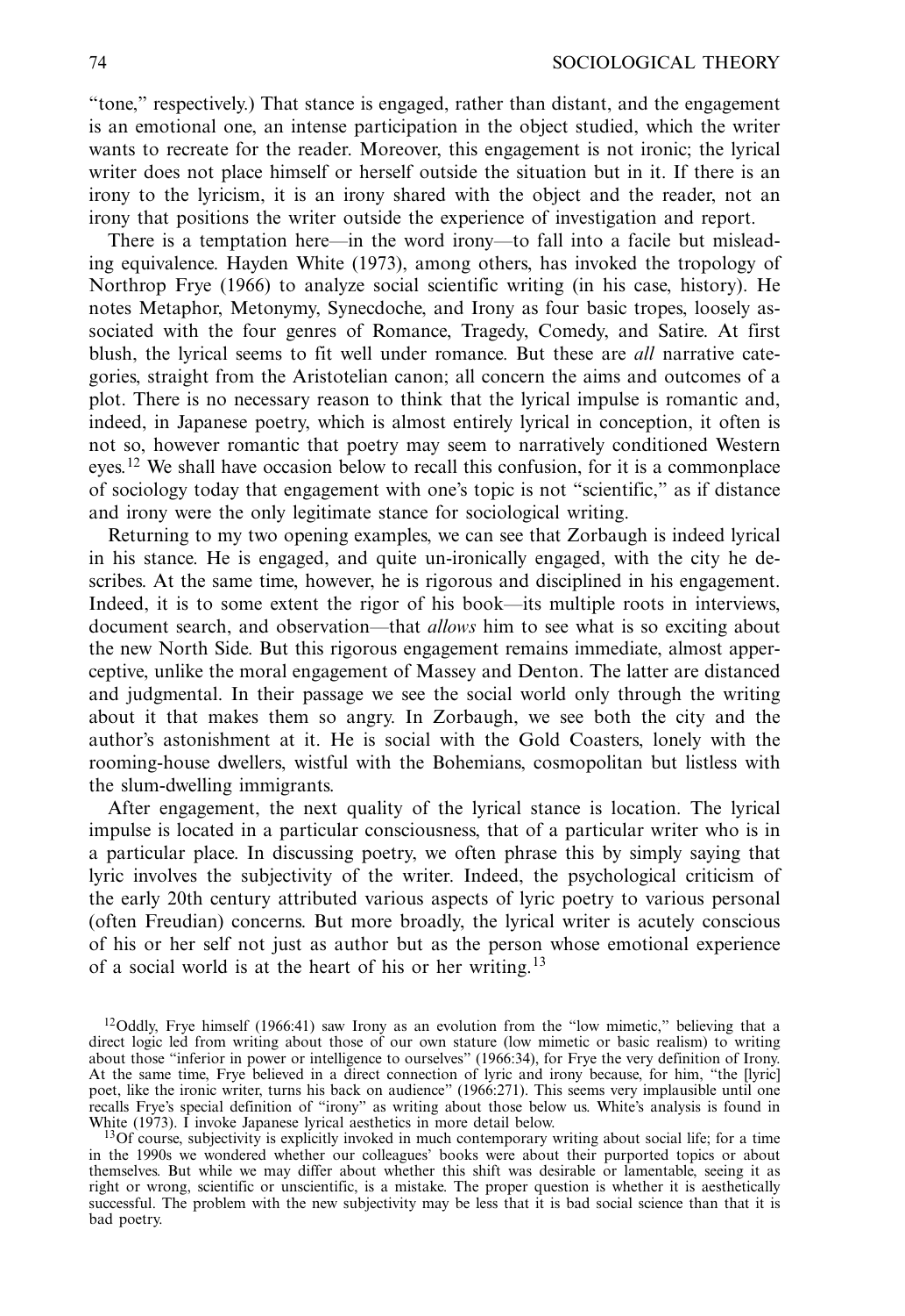"tone," respectively.) That stance is engaged, rather than distant, and the engagement is an emotional one, an intense participation in the object studied, which the writer wants to recreate for the reader. Moreover, this engagement is not ironic; the lyrical writer does not place himself or herself outside the situation but in it. If there is an irony to the lyricism, it is an irony shared with the object and the reader, not an irony that positions the writer outside the experience of investigation and report.

There is a temptation here—in the word irony—to fall into a facile but misleading equivalence. Hayden White (1973), among others, has invoked the tropology of Northrop Frye (1966) to analyze social scientific writing (in his case, history). He notes Metaphor, Metonymy, Synecdoche, and Irony as four basic tropes, loosely associated with the four genres of Romance, Tragedy, Comedy, and Satire. At first blush, the lyrical seems to fit well under romance. But these are *all* narrative categories, straight from the Aristotelian canon; all concern the aims and outcomes of a plot. There is no necessary reason to think that the lyrical impulse is romantic and, indeed, in Japanese poetry, which is almost entirely lyrical in conception, it often is not so, however romantic that poetry may seem to narratively conditioned Western eyes.[12] We shall have occasion below to recall this confusion, for it is a commonplace of sociology today that engagement with one's topic is not "scientific," as if distance and irony were the only legitimate stance for sociological writing.

Returning to my two opening examples, we can see that Zorbaugh is indeed lyrical in his stance. He is engaged, and quite un-ironically engaged, with the city he describes. At the same time, however, he is rigorous and disciplined in his engagement. Indeed, it is to some extent the rigor of his book—its multiple roots in interviews, document search, and observation—that *allows* him to see what is so exciting about the new North Side. But this rigorous engagement remains immediate, almost apperceptive, unlike the moral engagement of Massey and Denton. The latter are distanced and judgmental. In their passage we see the social world only through the writing about it that makes them so angry. In Zorbaugh, we see both the city and the author's astonishment at it. He is social with the Gold Coasters, lonely with the rooming-house dwellers, wistful with the Bohemians, cosmopolitan but listless with the slum-dwelling immigrants.

After engagement, the next quality of the lyrical stance is location. The lyrical impulse is located in a particular consciousness, that of a particular writer who is in a particular place. In discussing poetry, we often phrase this by simply saying that lyric involves the subjectivity of the writer. Indeed, the psychological criticism of the early 20th century attributed various aspects of lyric poetry to various personal (often Freudian) concerns. But more broadly, the lyrical writer is acutely conscious of his or her self not just as author but as the person whose emotional experience of a social world is at the heart of his or her writing.[13]

[12] Oddly, Frye himself (1966:41) saw Irony as an evolution from the "low mimetic," believing that a direct logic led from writing about those of our own stature (low mimetic or basic realism) to writing about those "inferior in power or intelligence to ourselves" (1966:34), for Frye the very definition of Irony. At the same time, Frye believed in a direct connection of lyric and irony because, for him, "the [lyric] poet, like the ironic writer, turns his back on audience" (1966:271). This seems very implausible until one recalls Frye's special definition of "irony" as writing about those below us. White's analysis is found in White (1973). I invoke Japanese lyrical aesthetics in more detail below.

[13] Of course, subjectivity is explicitly invoked in much contemporary writing about social life; for a time in the 1990s we wondered whether our colleagues' books were about their purported topics or about themselves. But while we may differ about whether this shift was desirable or lamentable, seeing it as right or wrong, scientific or unscientific, is a mistake. The proper question is whether it is aesthetically successful. The problem with the new subjectivity may be less that it is bad social science than that it is bad poetry.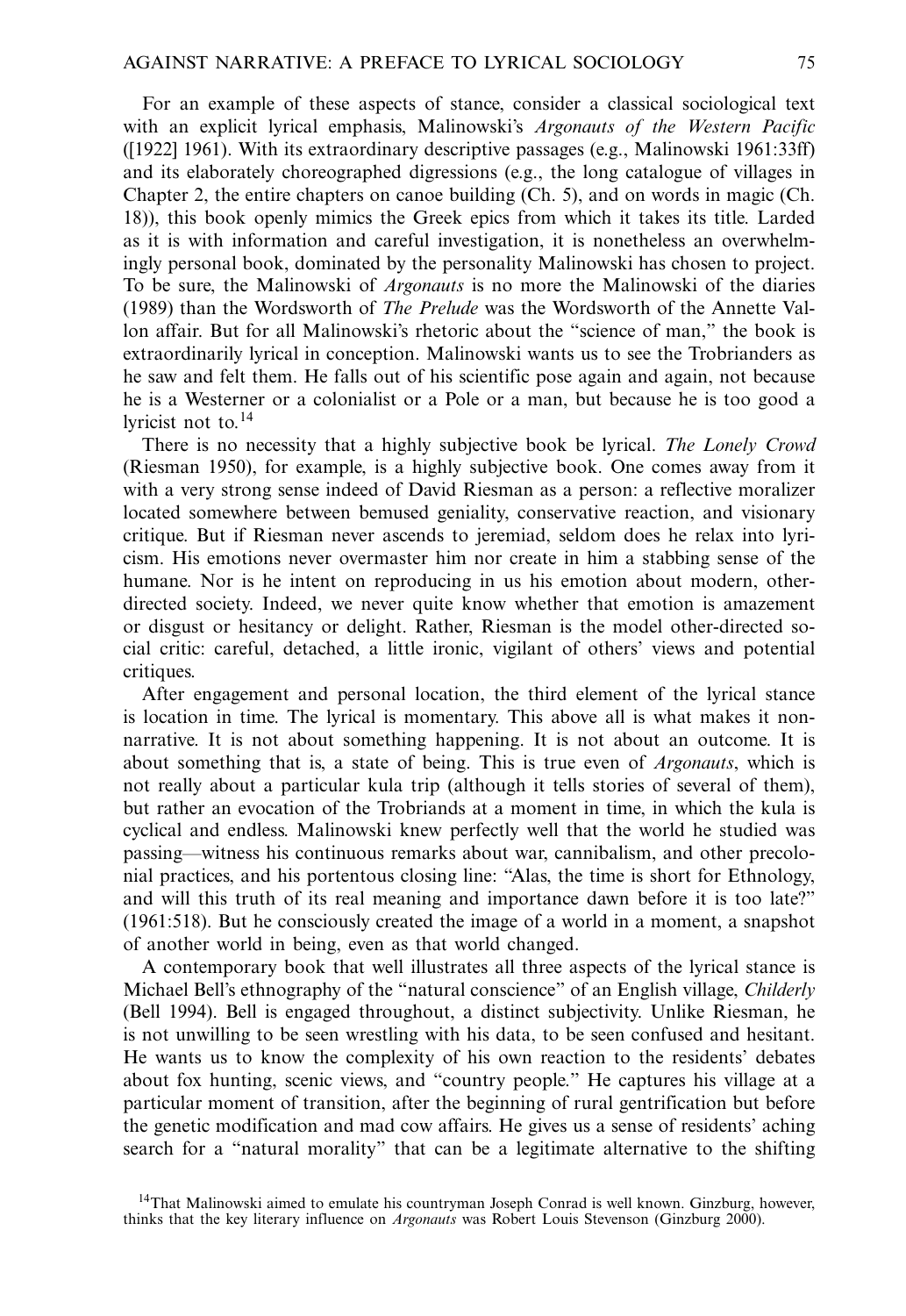For an example of these aspects of stance, consider a classical sociological text with an explicit lyrical emphasis, Malinowski's *Argonauts of the Western Pacific* ([1922] 1961). With its extraordinary descriptive passages (e.g., Malinowski 1961:33ff) and its elaborately choreographed digressions (e.g., the long catalogue of villages in Chapter 2, the entire chapters on canoe building (Ch. 5), and on words in magic (Ch. 18)), this book openly mimics the Greek epics from which it takes its title. Larded as it is with information and careful investigation, it is nonetheless an overwhelmingly personal book, dominated by the personality Malinowski has chosen to project. To be sure, the Malinowski of *Argonauts* is no more the Malinowski of the diaries (1989) than the Wordsworth of *The Prelude* was the Wordsworth of the Annette Vallon affair. But for all Malinowski's rhetoric about the "science of man," the book is extraordinarily lyrical in conception. Malinowski wants us to see the Trobrianders as he saw and felt them. He falls out of his scientific pose again and again, not because he is a Westerner or a colonialist or a Pole or a man, but because he is too good a lyricist not to.[14]

There is no necessity that a highly subjective book be lyrical. *The Lonely Crowd* (Riesman 1950), for example, is a highly subjective book. One comes away from it with a very strong sense indeed of David Riesman as a person: a reflective moralizer located somewhere between bemused geniality, conservative reaction, and visionary critique. But if Riesman never ascends to jeremiad, seldom does he relax into lyricism. His emotions never overmaster him nor create in him a stabbing sense of the humane. Nor is he intent on reproducing in us his emotion about modern, other-directed society. Indeed, we never quite know whether that emotion is amazement or disgust or hesitancy or delight. Rather, Riesman is the model other-directed social critic: careful, detached, a little ironic, vigilant of others' views and potential critiques.

After engagement and personal location, the third element of the lyrical stance is location in time. The lyrical is momentary. This above all is what makes it non-narrative. It is not about something happening. It is not about an outcome. It is about something that is, a state of being. This is true even of *Argonauts*, which is not really about a particular kula trip (although it tells stories of several of them), but rather an evocation of the Trobriands at a moment in time, in which the kula is cyclical and endless. Malinowski knew perfectly well that the world he studied was passing—witness his continuous remarks about war, cannibalism, and other precolonial practices, and his portentous closing line: "Alas, the time is short for Ethnology, and will this truth of its real meaning and importance dawn before it is too late?" (1961:518). But he consciously created the image of a world in a moment, a snapshot of another world in being, even as that world changed.

A contemporary book that well illustrates all three aspects of the lyrical stance is Michael Bell's ethnography of the "natural conscience" of an English village, *Childerly* (Bell 1994). Bell is engaged throughout, a distinct subjectivity. Unlike Riesman, he is not unwilling to be seen wrestling with his data, to be seen confused and hesitant. He wants us to know the complexity of his own reaction to the residents' debates about fox hunting, scenic views, and "country people." He captures his village at a particular moment of transition, after the beginning of rural gentrification but before the genetic modification and mad cow affairs. He gives us a sense of residents' aching search for a "natural morality" that can be a legitimate alternative to the shifting

[14]That Malinowski aimed to emulate his countryman Joseph Conrad is well known. Ginzburg, however, thinks that the key literary influence on *Argonauts* was Robert Louis Stevenson (Ginzburg 2000).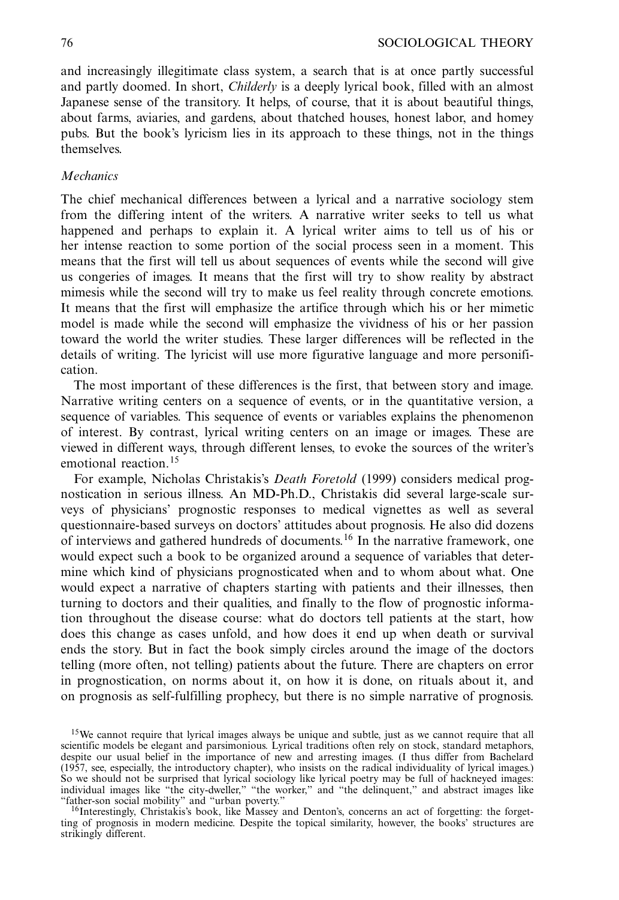and increasingly illegitimate class system, a search that is at once partly successful and partly doomed. In short, *Childerly* is a deeply lyrical book, filled with an almost Japanese sense of the transitory. It helps, of course, that it is about beautiful things, about farms, aviaries, and gardens, about thatched houses, honest labor, and homey pubs. But the book's lyricism lies in its approach to these things, not in the things themselves.

### *Mechanics*

The chief mechanical differences between a lyrical and a narrative sociology stem from the differing intent of the writers. A narrative writer seeks to tell us what happened and perhaps to explain it. A lyrical writer aims to tell us of his or her intense reaction to some portion of the social process seen in a moment. This means that the first will tell us about sequences of events while the second will give us congeries of images. It means that the first will try to show reality by abstract mimesis while the second will try to make us feel reality through concrete emotions. It means that the first will emphasize the artifice through which his or her mimetic model is made while the second will emphasize the vividness of his or her passion toward the world the writer studies. These larger differences will be reflected in the details of writing. The lyricist will use more figurative language and more personification.

The most important of these differences is the first, that between story and image. Narrative writing centers on a sequence of events, or in the quantitative version, a sequence of variables. This sequence of events or variables explains the phenomenon of interest. By contrast, lyrical writing centers on an image or images. These are viewed in different ways, through different lenses, to evoke the sources of the writer's emotional reaction.[15]

For example, Nicholas Christakis's *Death Foretold* (1999) considers medical prognostication in serious illness. An MD-Ph.D., Christakis did several large-scale surveys of physicians' prognostic responses to medical vignettes as well as several questionnaire-based surveys on doctors' attitudes about prognosis. He also did dozens of interviews and gathered hundreds of documents.[16] In the narrative framework, one would expect such a book to be organized around a sequence of variables that determine which kind of physicians prognosticated when and to whom about what. One would expect a narrative of chapters starting with patients and their illnesses, then turning to doctors and their qualities, and finally to the flow of prognostic information throughout the disease course: what do doctors tell patients at the start, how does this change as cases unfold, and how does it end up when death or survival ends the story. But in fact the book simply circles around the image of the doctors telling (more often, not telling) patients about the future. There are chapters on error in prognostication, on norms about it, on how it is done, on rituals about it, and on prognosis as self-fulfilling prophecy, but there is no simple narrative of prognosis.

[15] We cannot require that lyrical images always be unique and subtle, just as we cannot require that all scientific models be elegant and parsimonious. Lyrical traditions often rely on stock, standard metaphors, despite our usual belief in the importance of new and arresting images. (I thus differ from Bachelard (1957, see, especially, the introductory chapter), who insists on the radical individuality of lyrical images.) So we should not be surprised that lyrical sociology like lyrical poetry may be full of hackneyed images: individual images like "the city-dweller," "the worker," and "the delinquent," and abstract images like "father-son social mobility" and "urban poverty."

[16] Interestingly, Christakis's book, like Massey and Denton's, concerns an act of forgetting: the forgetting of prognosis in modern medicine. Despite the topical similarity, however, the books' structures are strikingly different.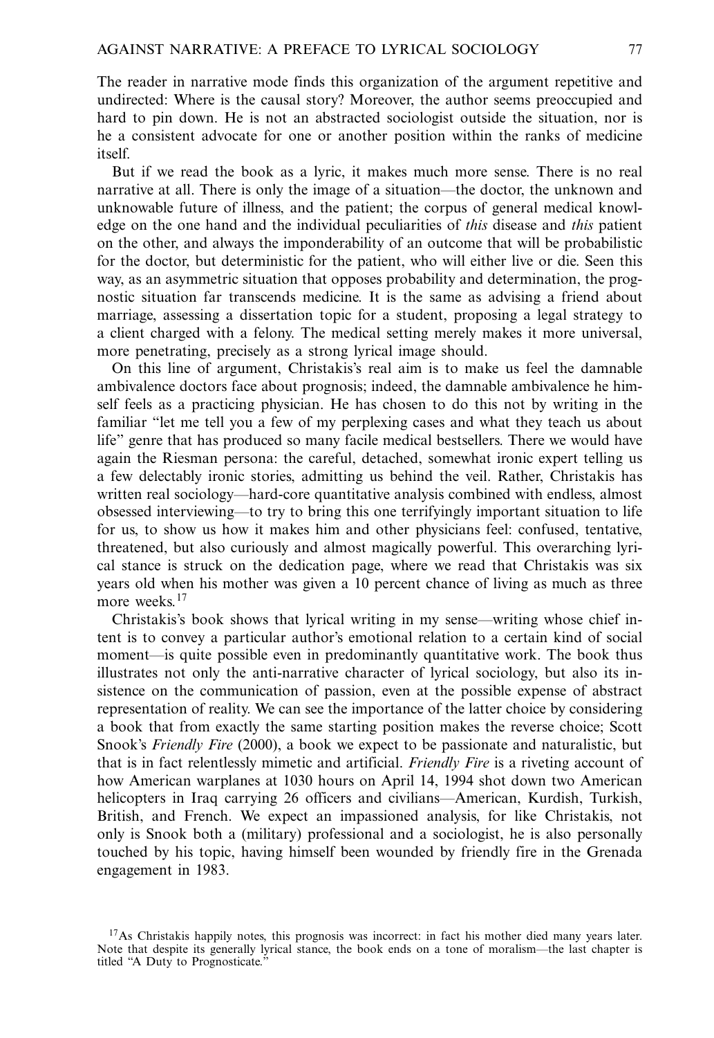The reader in narrative mode finds this organization of the argument repetitive and undirected: Where is the causal story? Moreover, the author seems preoccupied and hard to pin down. He is not an abstracted sociologist outside the situation, nor is he a consistent advocate for one or another position within the ranks of medicine itself.

But if we read the book as a lyric, it makes much more sense. There is no real narrative at all. There is only the image of a situation—the doctor, the unknown and unknowable future of illness, and the patient; the corpus of general medical knowledge on the one hand and the individual peculiarities of *this* disease and *this* patient on the other, and always the imponderability of an outcome that will be probabilistic for the doctor, but deterministic for the patient, who will either live or die. Seen this way, as an asymmetric situation that opposes probability and determination, the prognostic situation far transcends medicine. It is the same as advising a friend about marriage, assessing a dissertation topic for a student, proposing a legal strategy to a client charged with a felony. The medical setting merely makes it more universal, more penetrating, precisely as a strong lyrical image should.

On this line of argument, Christakis's real aim is to make us feel the damnable ambivalence doctors face about prognosis; indeed, the damnable ambivalence he himself feels as a practicing physician. He has chosen to do this not by writing in the familiar "let me tell you a few of my perplexing cases and what they teach us about life" genre that has produced so many facile medical bestsellers. There we would have again the Riesman persona: the careful, detached, somewhat ironic expert telling us a few delectably ironic stories, admitting us behind the veil. Rather, Christakis has written real sociology—hard-core quantitative analysis combined with endless, almost obsessed interviewing—to try to bring this one terrifyingly important situation to life for us, to show us how it makes him and other physicians feel: confused, tentative, threatened, but also curiously and almost magically powerful. This overarching lyrical stance is struck on the dedication page, where we read that Christakis was six years old when his mother was given a 10 percent chance of living as much as three more weeks.[17]

Christakis's book shows that lyrical writing in my sense—writing whose chief intent is to convey a particular author's emotional relation to a certain kind of social moment—is quite possible even in predominantly quantitative work. The book thus illustrates not only the anti-narrative character of lyrical sociology, but also its insistence on the communication of passion, even at the possible expense of abstract representation of reality. We can see the importance of the latter choice by considering a book that from exactly the same starting position makes the reverse choice; Scott Snook's *Friendly Fire* (2000), a book we expect to be passionate and naturalistic, but that is in fact relentlessly mimetic and artificial. *Friendly Fire* is a riveting account of how American warplanes at 1030 hours on April 14, 1994 shot down two American helicopters in Iraq carrying 26 officers and civilians—American, Kurdish, Turkish, British, and French. We expect an impassioned analysis, for like Christakis, not only is Snook both a (military) professional and a sociologist, he is also personally touched by his topic, having himself been wounded by friendly fire in the Grenada engagement in 1983.

[17] As Christakis happily notes, this prognosis was incorrect: in fact his mother died many years later. Note that despite its generally lyrical stance, the book ends on a tone of moralism—the last chapter is titled "A Duty to Prognosticate."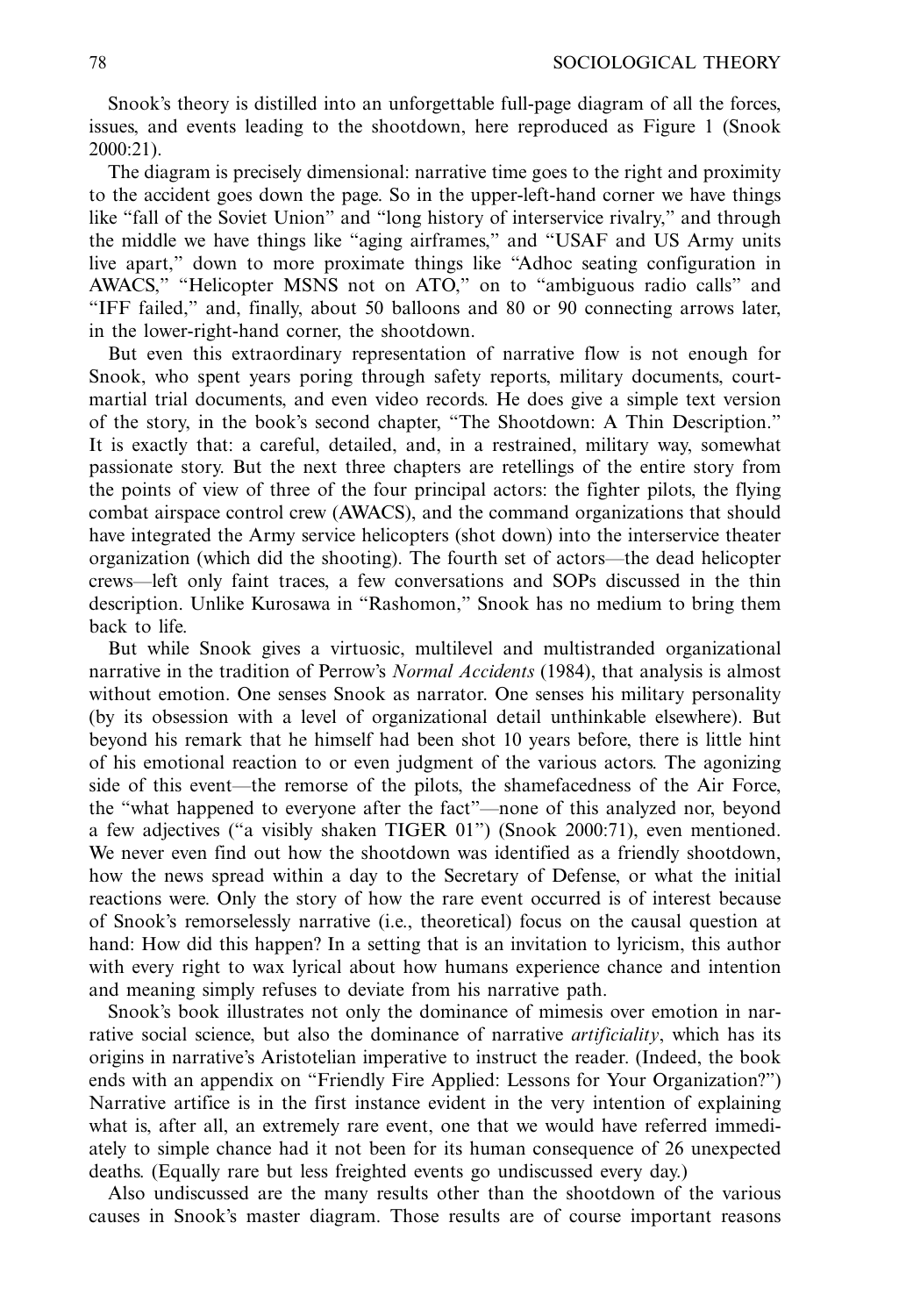Snook's theory is distilled into an unforgettable full-page diagram of all the forces, issues, and events leading to the shootdown, here reproduced as Figure 1 (Snook 2000:21).

The diagram is precisely dimensional: narrative time goes to the right and proximity to the accident goes down the page. So in the upper-left-hand corner we have things like "fall of the Soviet Union" and "long history of interservice rivalry," and through the middle we have things like "aging airframes," and "USAF and US Army units live apart," down to more proximate things like "Adhoc seating configuration in AWACS," "Helicopter MSNS not on ATO," on to "ambiguous radio calls" and "IFF failed," and, finally, about 50 balloons and 80 or 90 connecting arrows later, in the lower-right-hand corner, the shootdown.

But even this extraordinary representation of narrative flow is not enough for Snook, who spent years poring through safety reports, military documents, court-martial trial documents, and even video records. He does give a simple text version of the story, in the book's second chapter, "The Shootdown: A Thin Description." It is exactly that: a careful, detailed, and, in a restrained, military way, somewhat passionate story. But the next three chapters are retellings of the entire story from the points of view of three of the four principal actors: the fighter pilots, the flying combat airspace control crew (AWACS), and the command organizations that should have integrated the Army service helicopters (shot down) into the interservice theater organization (which did the shooting). The fourth set of actors—the dead helicopter crews—left only faint traces, a few conversations and SOPs discussed in the thin description. Unlike Kurosawa in "Rashomon," Snook has no medium to bring them back to life.

But while Snook gives a virtuosic, multilevel and multistranded organizational narrative in the tradition of Perrow's *Normal Accidents* (1984), that analysis is almost without emotion. One senses Snook as narrator. One senses his military personality (by its obsession with a level of organizational detail unthinkable elsewhere). But beyond his remark that he himself had been shot 10 years before, there is little hint of his emotional reaction to or even judgment of the various actors. The agonizing side of this event—the remorse of the pilots, the shamefacedness of the Air Force, the "what happened to everyone after the fact"—none of this analyzed nor, beyond a few adjectives ("a visibly shaken TIGER 01") (Snook 2000:71), even mentioned. We never even find out how the shootdown was identified as a friendly shootdown, how the news spread within a day to the Secretary of Defense, or what the initial reactions were. Only the story of how the rare event occurred is of interest because of Snook's remorselessly narrative (i.e., theoretical) focus on the causal question at hand: How did this happen? In a setting that is an invitation to lyricism, this author with every right to wax lyrical about how humans experience chance and intention and meaning simply refuses to deviate from his narrative path.

Snook's book illustrates not only the dominance of mimesis over emotion in narrative social science, but also the dominance of narrative *artificiality*, which has its origins in narrative's Aristotelian imperative to instruct the reader. (Indeed, the book ends with an appendix on "Friendly Fire Applied: Lessons for Your Organization?") Narrative artifice is in the first instance evident in the very intention of explaining what is, after all, an extremely rare event, one that we would have referred immediately to simple chance had it not been for its human consequence of 26 unexpected deaths. (Equally rare but less freighted events go undiscussed every day.)

Also undiscussed are the many results other than the shootdown of the various causes in Snook's master diagram. Those results are of course important reasons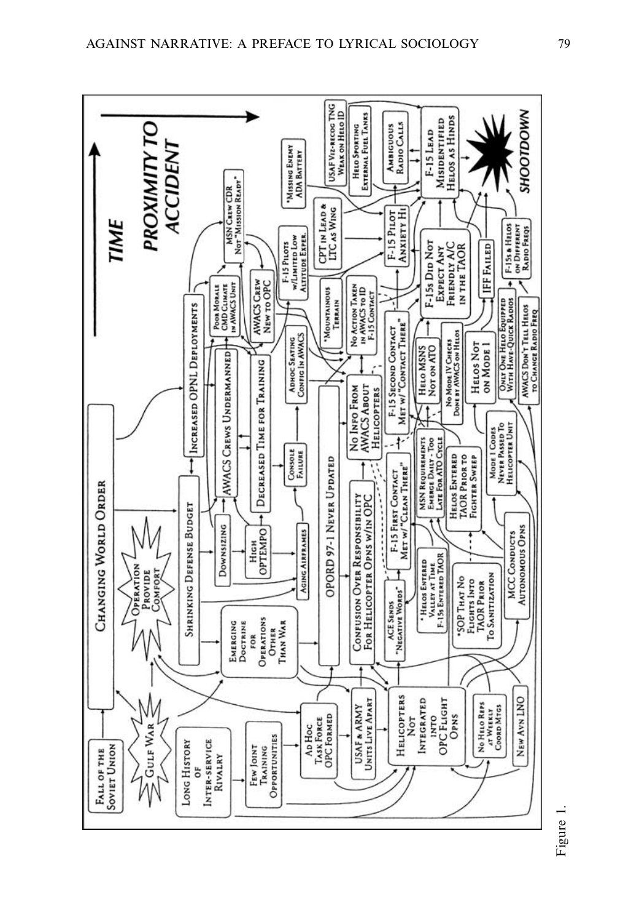Figure 1.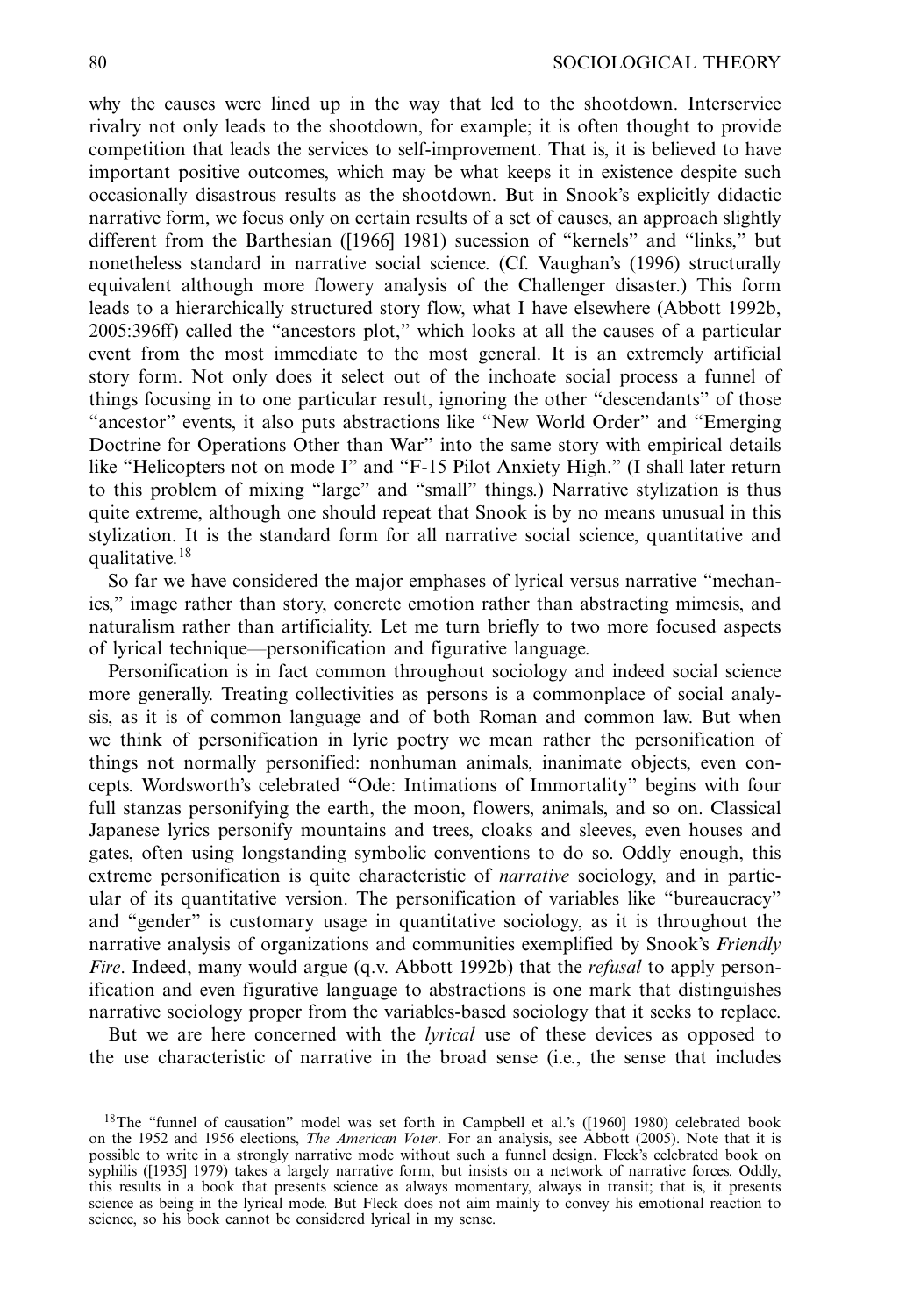why the causes were lined up in the way that led to the shootdown. Interservice rivalry not only leads to the shootdown, for example; it is often thought to provide competition that leads the services to self-improvement. That is, it is believed to have important positive outcomes, which may be what keeps it in existence despite such occasionally disastrous results as the shootdown. But in Snook's explicitly didactic narrative form, we focus only on certain results of a set of causes, an approach slightly different from the Barthesian ([1966] 1981) sucession of "kernels" and "links," but nonetheless standard in narrative social science. (Cf. Vaughan's (1996) structurally equivalent although more flowery analysis of the Challenger disaster.) This form leads to a hierarchically structured story flow, what I have elsewhere (Abbott 1992b, 2005:396ff) called the "ancestors plot," which looks at all the causes of a particular event from the most immediate to the most general. It is an extremely artificial story form. Not only does it select out of the inchoate social process a funnel of things focusing in to one particular result, ignoring the other "descendants" of those "ancestor" events, it also puts abstractions like "New World Order" and "Emerging Doctrine for Operations Other than War" into the same story with empirical details like "Helicopters not on mode I" and "F-15 Pilot Anxiety High." (I shall later return to this problem of mixing "large" and "small" things.) Narrative stylization is thus quite extreme, although one should repeat that Snook is by no means unusual in this stylization. It is the standard form for all narrative social science, quantitative and qualitative.[18]

So far we have considered the major emphases of lyrical versus narrative "mechanics," image rather than story, concrete emotion rather than abstracting mimesis, and naturalism rather than artificiality. Let me turn briefly to two more focused aspects of lyrical technique—personification and figurative language.

Personification is in fact common throughout sociology and indeed social science more generally. Treating collectivities as persons is a commonplace of social analysis, as it is of common language and of both Roman and common law. But when we think of personification in lyric poetry we mean rather the personification of things not normally personified: nonhuman animals, inanimate objects, even concepts. Wordsworth's celebrated "Ode: Intimations of Immortality" begins with four full stanzas personifying the earth, the moon, flowers, animals, and so on. Classical Japanese lyrics personify mountains and trees, cloaks and sleeves, even houses and gates, often using longstanding symbolic conventions to do so. Oddly enough, this extreme personification is quite characteristic of *narrative* sociology, and in particular of its quantitative version. The personification of variables like "bureaucracy" and "gender" is customary usage in quantitative sociology, as it is throughout the narrative analysis of organizations and communities exemplified by Snook's *Friendly Fire*. Indeed, many would argue (q.v. Abbott 1992b) that the *refusal* to apply personification and even figurative language to abstractions is one mark that distinguishes narrative sociology proper from the variables-based sociology that it seeks to replace.

But we are here concerned with the *lyrical* use of these devices as opposed to the use characteristic of narrative in the broad sense (i.e., the sense that includes

[18] The "funnel of causation" model was set forth in Campbell et al.'s ([1960] 1980) celebrated book on the 1952 and 1956 elections, *The American Voter*. For an analysis, see Abbott (2005). Note that it is possible to write in a strongly narrative mode without such a funnel design. Fleck's celebrated book on syphilis ([1935] 1979) takes a largely narrative form, but insists on a network of narrative forces. Oddly, this results in a book that presents science as always momentary, always in transit; that is, it presents science as being in the lyrical mode. But Fleck does not aim mainly to convey his emotional reaction to science, so his book cannot be considered lyrical in my sense.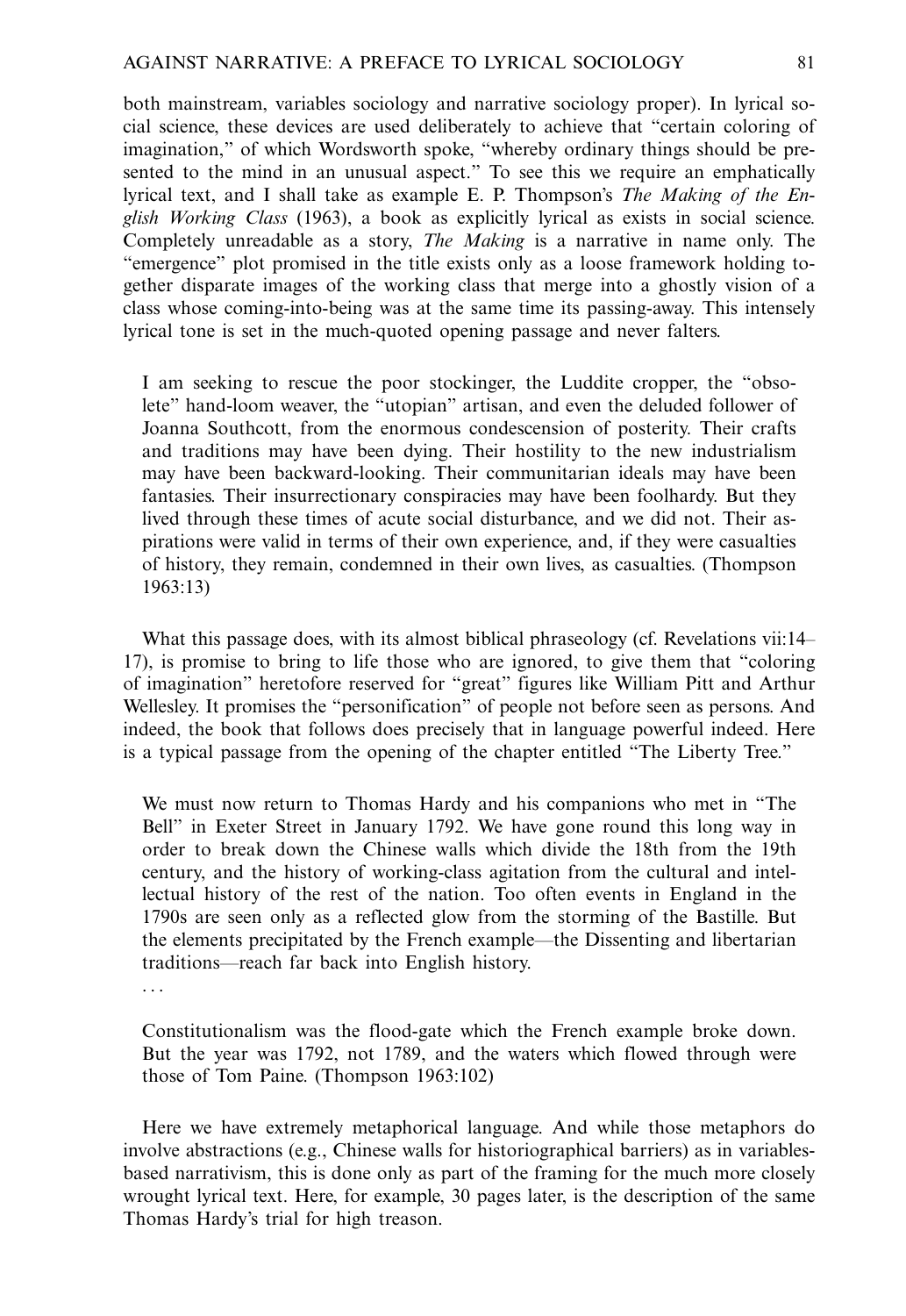both mainstream, variables sociology and narrative sociology proper). In lyrical social science, these devices are used deliberately to achieve that "certain coloring of imagination," of which Wordsworth spoke, "whereby ordinary things should be presented to the mind in an unusual aspect." To see this we require an emphatically lyrical text, and I shall take as example E. P. Thompson's *The Making of the English Working Class* (1963), a book as explicitly lyrical as exists in social science. Completely unreadable as a story, *The Making* is a narrative in name only. The "emergence" plot promised in the title exists only as a loose framework holding together disparate images of the working class that merge into a ghostly vision of a class whose coming-into-being was at the same time its passing-away. This intensely lyrical tone is set in the much-quoted opening passage and never falters.

> I am seeking to rescue the poor stockinger, the Luddite cropper, the "obsolete" hand-loom weaver, the "utopian" artisan, and even the deluded follower of Joanna Southcott, from the enormous condescension of posterity. Their crafts and traditions may have been dying. Their hostility to the new industrialism may have been backward-looking. Their communitarian ideals may have been fantasies. Their insurrectionary conspiracies may have been foolhardy. But they lived through these times of acute social disturbance, and we did not. Their aspirations were valid in terms of their own experience, and, if they were casualties of history, they remain, condemned in their own lives, as casualties. (Thompson 1963:13)

What this passage does, with its almost biblical phraseology (cf. Revelations vii:14–17), is promise to bring to life those who are ignored, to give them that "coloring of imagination" heretofore reserved for "great" figures like William Pitt and Arthur Wellesley. It promises the "personification" of people not before seen as persons. And indeed, the book that follows does precisely that in language powerful indeed. Here is a typical passage from the opening of the chapter entitled "The Liberty Tree."

> We must now return to Thomas Hardy and his companions who met in "The Bell" in Exeter Street in January 1792. We have gone round this long way in order to break down the Chinese walls which divide the 18th from the 19th century, and the history of working-class agitation from the cultural and intellectual history of the rest of the nation. Too often events in England in the 1790s are seen only as a reflected glow from the storming of the Bastille. But the elements precipitated by the French example—the Dissenting and libertarian traditions—reach far back into English history.
>
> . . .
>
> Constitutionalism was the flood-gate which the French example broke down. But the year was 1792, not 1789, and the waters which flowed through were those of Tom Paine. (Thompson 1963:102)

Here we have extremely metaphorical language. And while those metaphors do involve abstractions (e.g., Chinese walls for historiographical barriers) as in variables-based narrativism, this is done only as part of the framing for the much more closely wrought lyrical text. Here, for example, 30 pages later, is the description of the same Thomas Hardy's trial for high treason.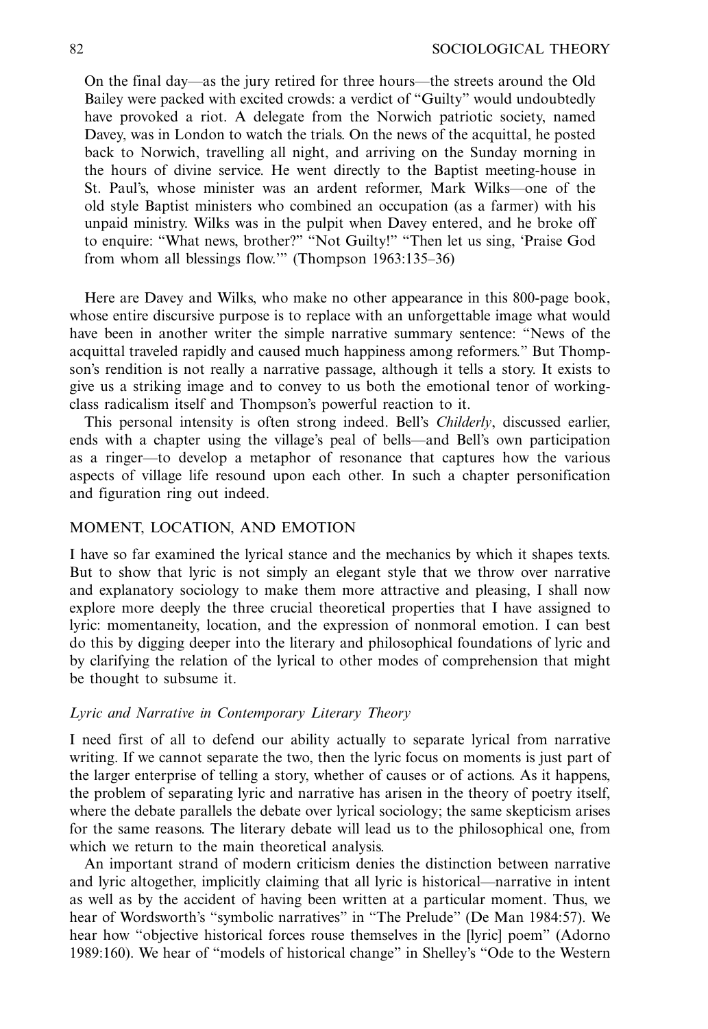> On the final day—as the jury retired for three hours—the streets around the Old Bailey were packed with excited crowds: a verdict of "Guilty" would undoubtedly have provoked a riot. A delegate from the Norwich patriotic society, named Davey, was in London to watch the trials. On the news of the acquittal, he posted back to Norwich, travelling all night, and arriving on the Sunday morning in the hours of divine service. He went directly to the Baptist meeting-house in St. Paul's, whose minister was an ardent reformer, Mark Wilks—one of the old style Baptist ministers who combined an occupation (as a farmer) with his unpaid ministry. Wilks was in the pulpit when Davey entered, and he broke off to enquire: "What news, brother?" "Not Guilty!" "Then let us sing, 'Praise God from whom all blessings flow.'" (Thompson 1963:135–36)

Here are Davey and Wilks, who make no other appearance in this 800-page book, whose entire discursive purpose is to replace with an unforgettable image what would have been in another writer the simple narrative summary sentence: "News of the acquittal traveled rapidly and caused much happiness among reformers." But Thompson's rendition is not really a narrative passage, although it tells a story. It exists to give us a striking image and to convey to us both the emotional tenor of working-class radicalism itself and Thompson's powerful reaction to it.

This personal intensity is often strong indeed. Bell's *Childerly*, discussed earlier, ends with a chapter using the village's peal of bells—and Bell's own participation as a ringer—to develop a metaphor of resonance that captures how the various aspects of village life resound upon each other. In such a chapter personification and figuration ring out indeed.

## MOMENT, LOCATION, AND EMOTION

I have so far examined the lyrical stance and the mechanics by which it shapes texts. But to show that lyric is not simply an elegant style that we throw over narrative and explanatory sociology to make them more attractive and pleasing, I shall now explore more deeply the three crucial theoretical properties that I have assigned to lyric: momentaneity, location, and the expression of nonmoral emotion. I can best do this by digging deeper into the literary and philosophical foundations of lyric and by clarifying the relation of the lyrical to other modes of comprehension that might be thought to subsume it.

### *Lyric and Narrative in Contemporary Literary Theory*

I need first of all to defend our ability actually to separate lyrical from narrative writing. If we cannot separate the two, then the lyric focus on moments is just part of the larger enterprise of telling a story, whether of causes or of actions. As it happens, the problem of separating lyric and narrative has arisen in the theory of poetry itself, where the debate parallels the debate over lyrical sociology; the same skepticism arises for the same reasons. The literary debate will lead us to the philosophical one, from which we return to the main theoretical analysis.

An important strand of modern criticism denies the distinction between narrative and lyric altogether, implicitly claiming that all lyric is historical—narrative in intent as well as by the accident of having been written at a particular moment. Thus, we hear of Wordsworth's "symbolic narratives" in "The Prelude" (De Man 1984:57). We hear how "objective historical forces rouse themselves in the [lyric] poem" (Adorno 1989:160). We hear of "models of historical change" in Shelley's "Ode to the Western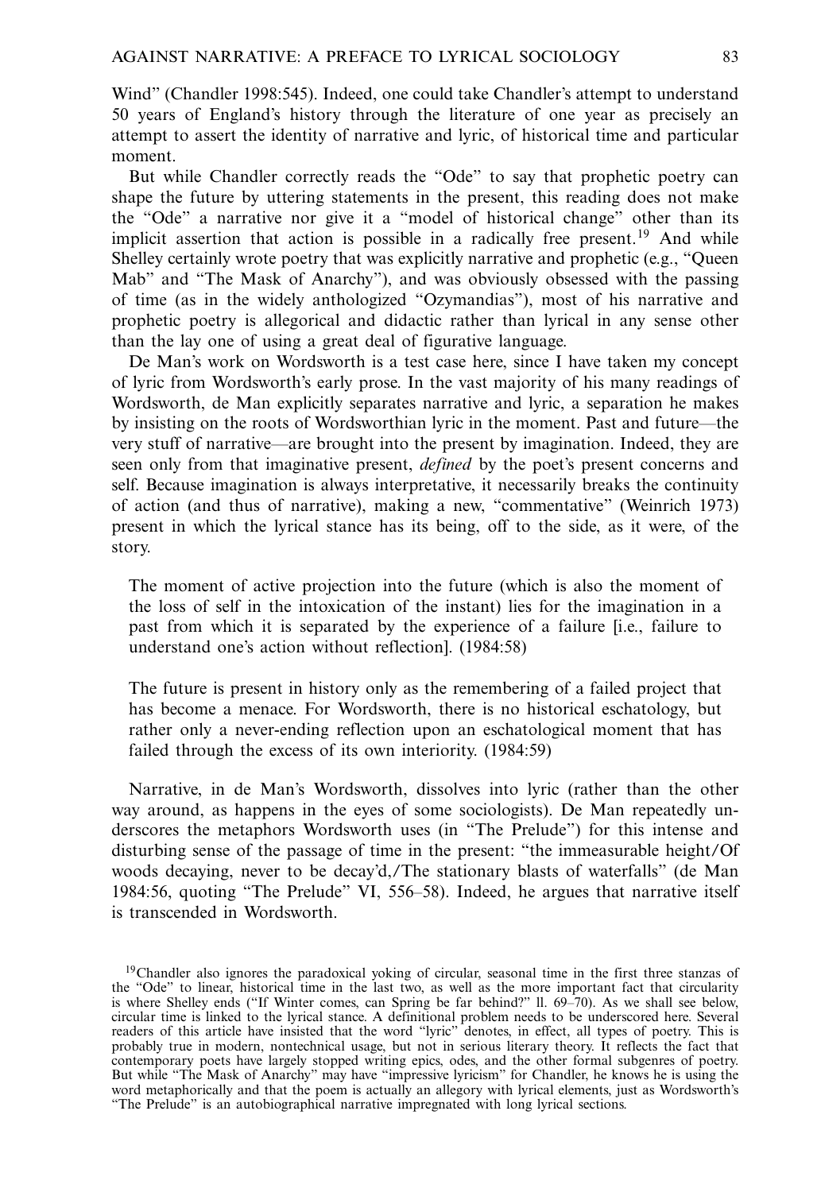Wind" (Chandler 1998:545). Indeed, one could take Chandler's attempt to understand 50 years of England's history through the literature of one year as precisely an attempt to assert the identity of narrative and lyric, of historical time and particular moment.

But while Chandler correctly reads the "Ode" to say that prophetic poetry can shape the future by uttering statements in the present, this reading does not make the "Ode" a narrative nor give it a "model of historical change" other than its implicit assertion that action is possible in a radically free present.[19] And while Shelley certainly wrote poetry that was explicitly narrative and prophetic (e.g., "Queen Mab" and "The Mask of Anarchy"), and was obviously obsessed with the passing of time (as in the widely anthologized "Ozymandias"), most of his narrative and prophetic poetry is allegorical and didactic rather than lyrical in any sense other than the lay one of using a great deal of figurative language.

De Man's work on Wordsworth is a test case here, since I have taken my concept of lyric from Wordsworth's early prose. In the vast majority of his many readings of Wordsworth, de Man explicitly separates narrative and lyric, a separation he makes by insisting on the roots of Wordsworthian lyric in the moment. Past and future—the very stuff of narrative—are brought into the present by imagination. Indeed, they are seen only from that imaginative present, *defined* by the poet's present concerns and self. Because imagination is always interpretative, it necessarily breaks the continuity of action (and thus of narrative), making a new, "commentative" (Weinrich 1973) present in which the lyrical stance has its being, off to the side, as it were, of the story.

> The moment of active projection into the future (which is also the moment of the loss of self in the intoxication of the instant) lies for the imagination in a past from which it is separated by the experience of a failure [i.e., failure to understand one's action without reflection]. (1984:58)

> The future is present in history only as the remembering of a failed project that has become a menace. For Wordsworth, there is no historical eschatology, but rather only a never-ending reflection upon an eschatological moment that has failed through the excess of its own interiority. (1984:59)

Narrative, in de Man's Wordsworth, dissolves into lyric (rather than the other way around, as happens in the eyes of some sociologists). De Man repeatedly underscores the metaphors Wordsworth uses (in "The Prelude") for this intense and disturbing sense of the passage of time in the present: "the immeasurable height/Of woods decaying, never to be decay'd,/The stationary blasts of waterfalls" (de Man 1984:56, quoting "The Prelude" VI, 556–58). Indeed, he argues that narrative itself is transcended in Wordsworth.

---

[19] Chandler also ignores the paradoxical yoking of circular, seasonal time in the first three stanzas of the "Ode" to linear, historical time in the last two, as well as the more important fact that circularity is where Shelley ends ("If Winter comes, can Spring be far behind?" ll. 69–70). As we shall see below, circular time is linked to the lyrical stance. A definitional problem needs to be underscored here. Several readers of this article have insisted that the word "lyric" denotes, in effect, all types of poetry. This is probably true in modern, nontechnical usage, but not in serious literary theory. It reflects the fact that contemporary poets have largely stopped writing epics, odes, and the other formal subgenres of poetry. But while "The Mask of Anarchy" may have "impressive lyricism" for Chandler, he knows he is using the word metaphorically and that the poem is actually an allegory with lyrical elements, just as Wordsworth's "The Prelude" is an autobiographical narrative impregnated with long lyrical sections.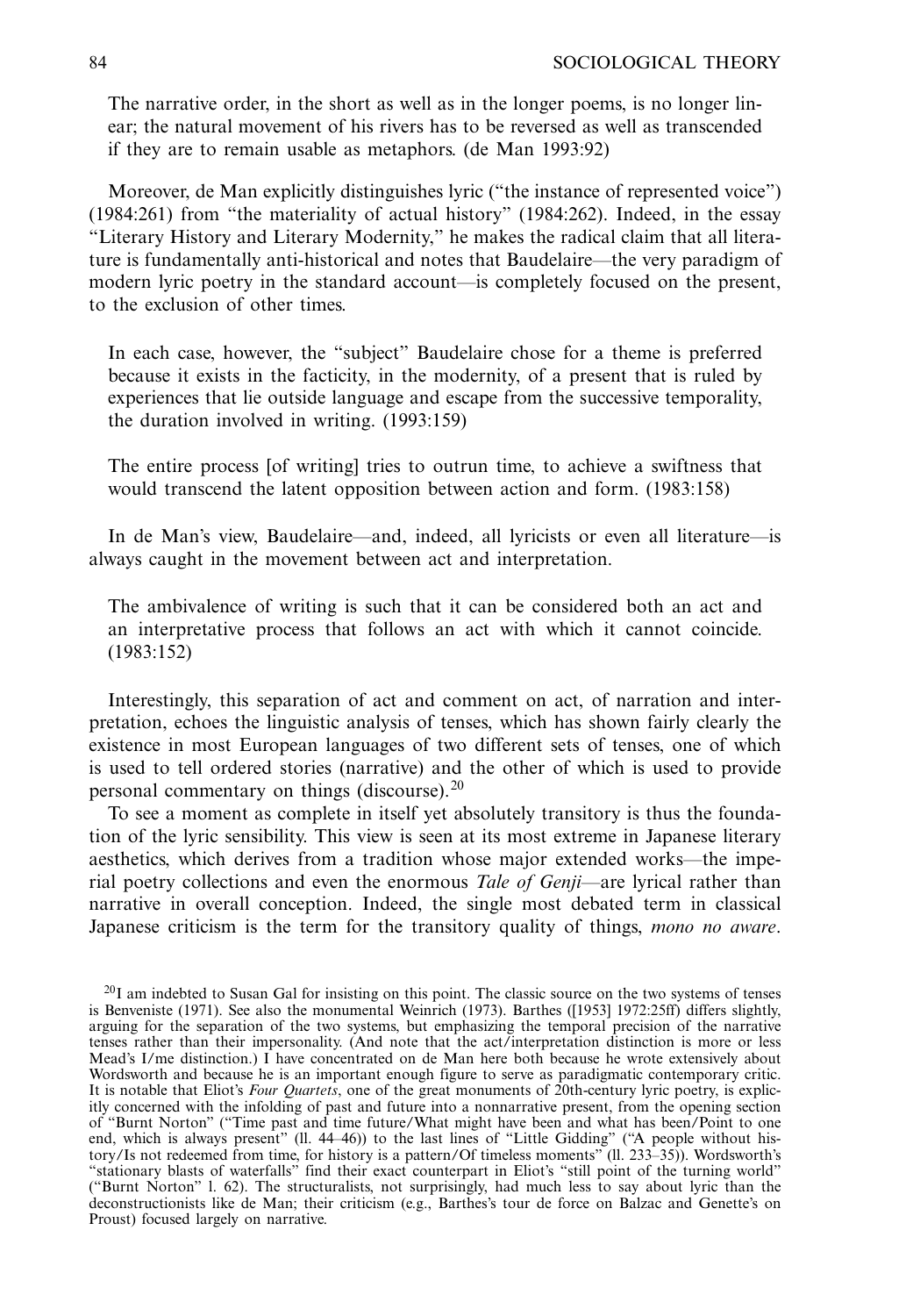> The narrative order, in the short as well as in the longer poems, is no longer linear; the natural movement of his rivers has to be reversed as well as transcended if they are to remain usable as metaphors. (de Man 1993:92)

Moreover, de Man explicitly distinguishes lyric ("the instance of represented voice") (1984:261) from "the materiality of actual history" (1984:262). Indeed, in the essay "Literary History and Literary Modernity," he makes the radical claim that all literature is fundamentally anti-historical and notes that Baudelaire—the very paradigm of modern lyric poetry in the standard account—is completely focused on the present, to the exclusion of other times.

> In each case, however, the "subject" Baudelaire chose for a theme is preferred because it exists in the facticity, in the modernity, of a present that is ruled by experiences that lie outside language and escape from the successive temporality, the duration involved in writing. (1993:159)

> The entire process [of writing] tries to outrun time, to achieve a swiftness that would transcend the latent opposition between action and form. (1983:158)

In de Man's view, Baudelaire—and, indeed, all lyricists or even all literature—is always caught in the movement between act and interpretation.

> The ambivalence of writing is such that it can be considered both an act and an interpretative process that follows an act with which it cannot coincide. (1983:152)

Interestingly, this separation of act and comment on act, of narration and interpretation, echoes the linguistic analysis of tenses, which has shown fairly clearly the existence in most European languages of two different sets of tenses, one of which is used to tell ordered stories (narrative) and the other of which is used to provide personal commentary on things (discourse).[20]

To see a moment as complete in itself yet absolutely transitory is thus the foundation of the lyric sensibility. This view is seen at its most extreme in Japanese literary aesthetics, which derives from a tradition whose major extended works—the imperial poetry collections and even the enormous *Tale of Genji*—are lyrical rather than narrative in overall conception. Indeed, the single most debated term in classical Japanese criticism is the term for the transitory quality of things, *mono no aware*.

[20] I am indebted to Susan Gal for insisting on this point. The classic source on the two systems of tenses is Benveniste (1971). See also the monumental Weinrich (1973). Barthes ([1953] 1972:25ff) differs slightly, arguing for the separation of the two systems, but emphasizing the temporal precision of the narrative tenses rather than their impersonality. (And note that the act/interpretation distinction is more or less Mead's I/me distinction.) I have concentrated on de Man here both because he wrote extensively about Wordsworth and because he is an important enough figure to serve as paradigmatic contemporary critic. It is notable that Eliot's *Four Quartets*, one of the great monuments of 20th-century lyric poetry, is explicitly concerned with the infolding of past and future into a nonnarrative present, from the opening section of "Burnt Norton" ("Time past and time future/What might have been and what has been/Point to one end, which is always present" (ll. 44–46)) to the last lines of "Little Gidding" ("A people without history/Is not redeemed from time, for history is a pattern/Of timeless moments" (ll. 233–35)). Wordsworth's "stationary blasts of waterfalls" find their exact counterpart in Eliot's "still point of the turning world" ("Burnt Norton" l. 62). The structuralists, not surprisingly, had much less to say about lyric than the deconstructionists like de Man; their criticism (e.g., Barthes's tour de force on Balzac and Genette's on Proust) focused largely on narrative.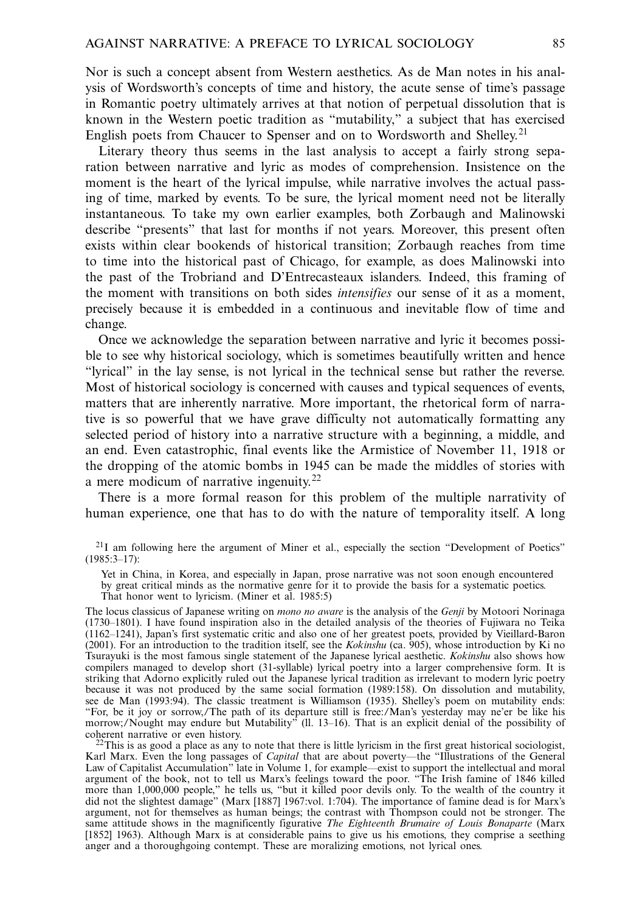Nor is such a concept absent from Western aesthetics. As de Man notes in his analysis of Wordsworth's concepts of time and history, the acute sense of time's passage in Romantic poetry ultimately arrives at that notion of perpetual dissolution that is known in the Western poetic tradition as "mutability," a subject that has exercised English poets from Chaucer to Spenser and on to Wordsworth and Shelley.[21]

Literary theory thus seems in the last analysis to accept a fairly strong separation between narrative and lyric as modes of comprehension. Insistence on the moment is the heart of the lyrical impulse, while narrative involves the actual passing of time, marked by events. To be sure, the lyrical moment need not be literally instantaneous. To take my own earlier examples, both Zorbaugh and Malinowski describe "presents" that last for months if not years. Moreover, this present often exists within clear bookends of historical transition; Zorbaugh reaches from time to time into the historical past of Chicago, for example, as does Malinowski into the past of the Trobriand and D'Entrecasteaux islanders. Indeed, this framing of the moment with transitions on both sides *intensifies* our sense of it as a moment, precisely because it is embedded in a continuous and inevitable flow of time and change.

Once we acknowledge the separation between narrative and lyric it becomes possible to see why historical sociology, which is sometimes beautifully written and hence "lyrical" in the lay sense, is not lyrical in the technical sense but rather the reverse. Most of historical sociology is concerned with causes and typical sequences of events, matters that are inherently narrative. More important, the rhetorical form of narrative is so powerful that we have grave difficulty not automatically formatting any selected period of history into a narrative structure with a beginning, a middle, and an end. Even catastrophic, final events like the Armistice of November 11, 1918 or the dropping of the atomic bombs in 1945 can be made the middles of stories with a mere modicum of narrative ingenuity.[22]

There is a more formal reason for this problem of the multiple narrativity of human experience, one that has to do with the nature of temporality itself. A long

[21] I am following here the argument of Miner et al., especially the section "Development of Poetics" (1985:3–17):

> Yet in China, in Korea, and especially in Japan, prose narrative was not soon enough encountered by great critical minds as the normative genre for it to provide the basis for a systematic poetics. That honor went to lyricism. (Miner et al. 1985:5)

The locus classicus of Japanese writing on *mono no aware* is the analysis of the *Genji* by Motoori Norinaga (1730–1801). I have found inspiration also in the detailed analysis of the theories of Fujiwara no Teika (1162–1241), Japan's first systematic critic and also one of her greatest poets, provided by Vieillard-Baron (2001). For an introduction to the tradition itself, see the *Kokinshu* (ca. 905), whose introduction by Ki no Tsurayuki is the most famous single statement of the Japanese lyrical aesthetic. *Kokinshu* also shows how compilers managed to develop short (31-syllable) lyrical poetry into a larger comprehensive form. It is striking that Adorno explicitly ruled out the Japanese lyrical tradition as irrelevant to modern lyric poetry because it was not produced by the same social formation (1989:158). On dissolution and mutability, see de Man (1993:94). The classic treatment is Williamson (1935). Shelley's poem on mutability ends: "For, be it joy or sorrow,/The path of its departure still is free:/Man's yesterday may ne'er be like his morrow;/Nought may endure but Mutability" (ll. 13–16). That is an explicit denial of the possibility of coherent narrative or even history.

[22] This is as good a place as any to note that there is little lyricism in the first great historical sociologist, Karl Marx. Even the long passages of *Capital* that are about poverty—the "Illustrations of the General Law of Capitalist Accumulation" late in Volume 1, for example—exist to support the intellectual and moral argument of the book, not to tell us Marx's feelings toward the poor. "The Irish famine of 1846 killed more than 1,000,000 people," he tells us, "but it killed poor devils only. To the wealth of the country it did not the slightest damage" (Marx [1887] 1967:vol. 1:704). The importance of famine dead is for Marx's argument, not for themselves as human beings; the contrast with Thompson could not be stronger. The same attitude shows in the magnificently figurative *The Eighteenth Brumaire of Louis Bonaparte* (Marx [1852] 1963). Although Marx is at considerable pains to give us his emotions, they comprise a seething anger and a thoroughgoing contempt. These are moralizing emotions, not lyrical ones.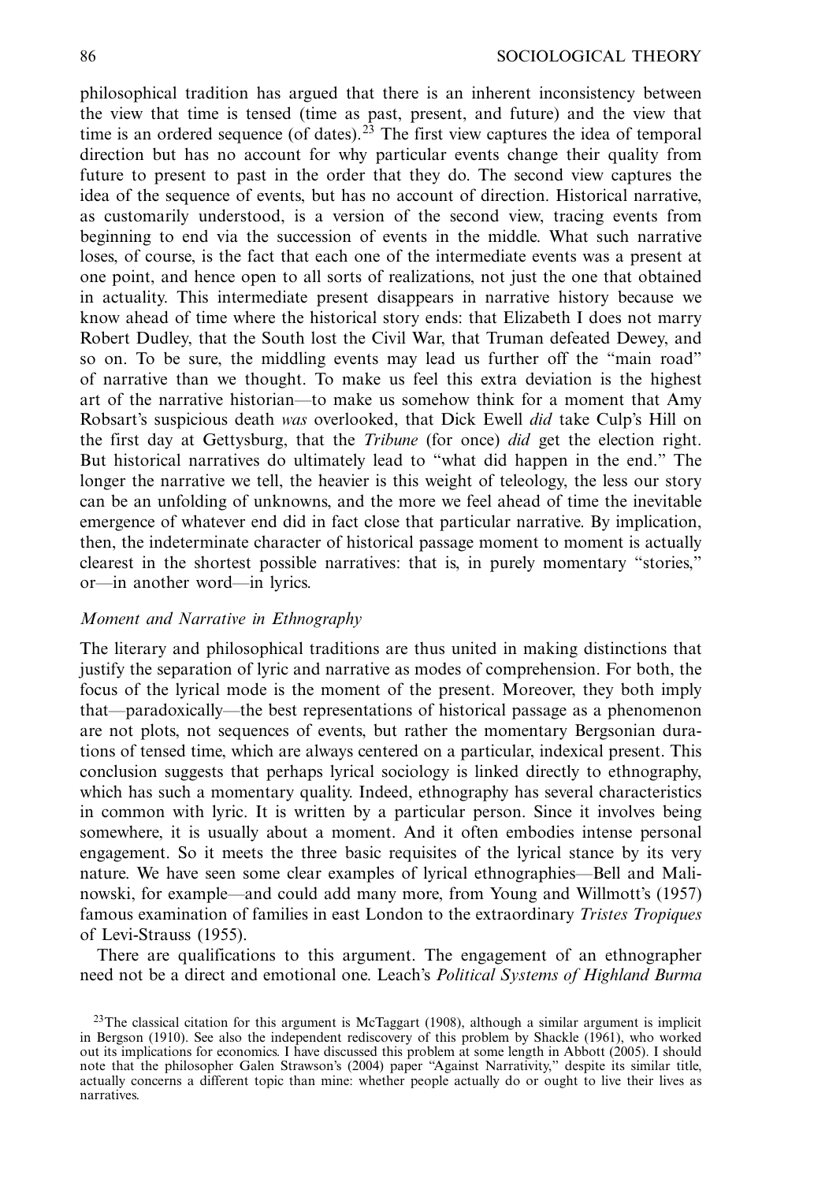philosophical tradition has argued that there is an inherent inconsistency between the view that time is tensed (time as past, present, and future) and the view that time is an ordered sequence (of dates).[23] The first view captures the idea of temporal direction but has no account for why particular events change their quality from future to present to past in the order that they do. The second view captures the idea of the sequence of events, but has no account of direction. Historical narrative, as customarily understood, is a version of the second view, tracing events from beginning to end via the succession of events in the middle. What such narrative loses, of course, is the fact that each one of the intermediate events was a present at one point, and hence open to all sorts of realizations, not just the one that obtained in actuality. This intermediate present disappears in narrative history because we know ahead of time where the historical story ends: that Elizabeth I does not marry Robert Dudley, that the South lost the Civil War, that Truman defeated Dewey, and so on. To be sure, the middling events may lead us further off the "main road" of narrative than we thought. To make us feel this extra deviation is the highest art of the narrative historian—to make us somehow think for a moment that Amy Robsart's suspicious death *was* overlooked, that Dick Ewell *did* take Culp's Hill on the first day at Gettysburg, that the *Tribune* (for once) *did* get the election right. But historical narratives do ultimately lead to "what did happen in the end." The longer the narrative we tell, the heavier is this weight of teleology, the less our story can be an unfolding of unknowns, and the more we feel ahead of time the inevitable emergence of whatever end did in fact close that particular narrative. By implication, then, the indeterminate character of historical passage moment to moment is actually clearest in the shortest possible narratives: that is, in purely momentary "stories," or—in another word—in lyrics.

### *Moment and Narrative in Ethnography*

The literary and philosophical traditions are thus united in making distinctions that justify the separation of lyric and narrative as modes of comprehension. For both, the focus of the lyrical mode is the moment of the present. Moreover, they both imply that—paradoxically—the best representations of historical passage as a phenomenon are not plots, not sequences of events, but rather the momentary Bergsonian durations of tensed time, which are always centered on a particular, indexical present. This conclusion suggests that perhaps lyrical sociology is linked directly to ethnography, which has such a momentary quality. Indeed, ethnography has several characteristics in common with lyric. It is written by a particular person. Since it involves being somewhere, it is usually about a moment. And it often embodies intense personal engagement. So it meets the three basic requisites of the lyrical stance by its very nature. We have seen some clear examples of lyrical ethnographies—Bell and Malinowski, for example—and could add many more, from Young and Willmott's (1957) famous examination of families in east London to the extraordinary *Tristes Tropiques* of Levi-Strauss (1955).

There are qualifications to this argument. The engagement of an ethnographer need not be a direct and emotional one. Leach's *Political Systems of Highland Burma*

[23] The classical citation for this argument is McTaggart (1908), although a similar argument is implicit in Bergson (1910). See also the independent rediscovery of this problem by Shackle (1961), who worked out its implications for economics. I have discussed this problem at some length in Abbott (2005). I should note that the philosopher Galen Strawson's (2004) paper "Against Narrativity," despite its similar title, actually concerns a different topic than mine: whether people actually do or ought to live their lives as narratives.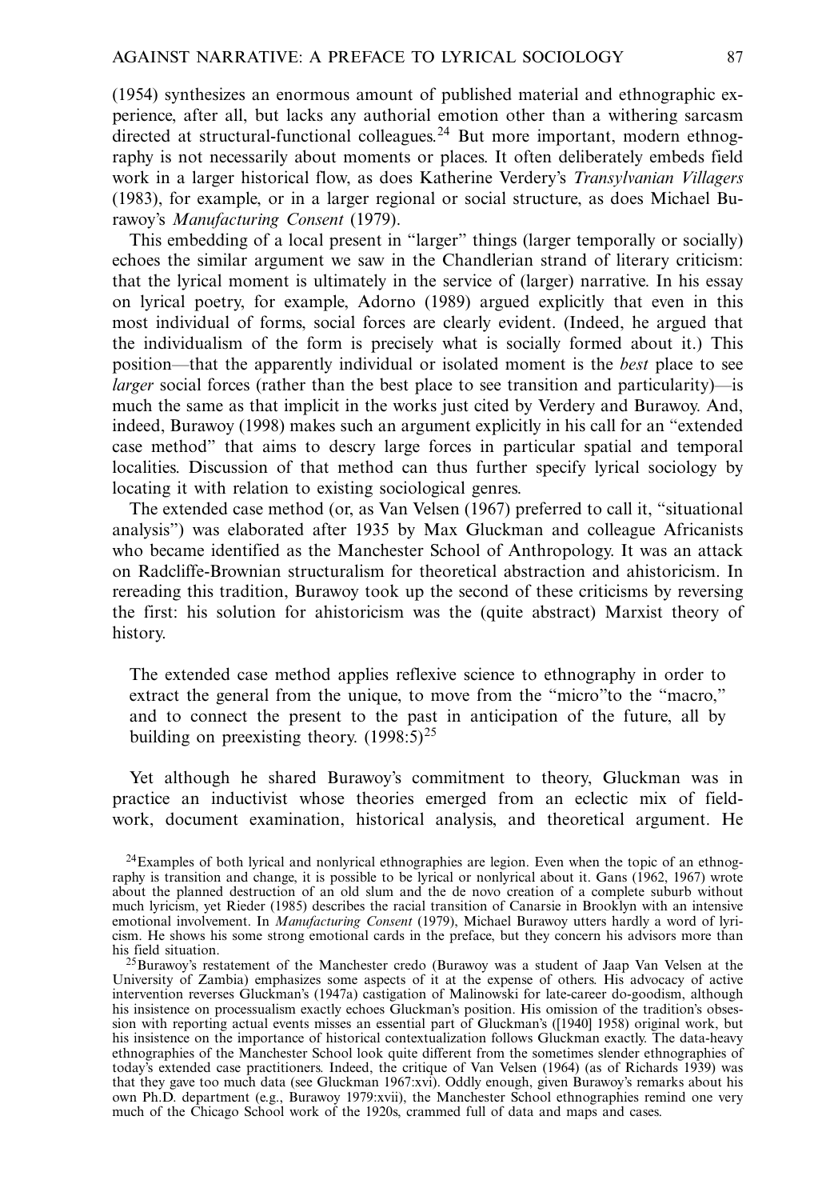(1954) synthesizes an enormous amount of published material and ethnographic experience, after all, but lacks any authorial emotion other than a withering sarcasm directed at structural-functional colleagues.[24] But more important, modern ethnography is not necessarily about moments or places. It often deliberately embeds field work in a larger historical flow, as does Katherine Verdery's *Transylvanian Villagers* (1983), for example, or in a larger regional or social structure, as does Michael Burawoy's *Manufacturing Consent* (1979).

This embedding of a local present in "larger" things (larger temporally or socially) echoes the similar argument we saw in the Chandlerian strand of literary criticism: that the lyrical moment is ultimately in the service of (larger) narrative. In his essay on lyrical poetry, for example, Adorno (1989) argued explicitly that even in this most individual of forms, social forces are clearly evident. (Indeed, he argued that the individualism of the form is precisely what is socially formed about it.) This position—that the apparently individual or isolated moment is the *best* place to see *larger* social forces (rather than the best place to see transition and particularity)—is much the same as that implicit in the works just cited by Verdery and Burawoy. And, indeed, Burawoy (1998) makes such an argument explicitly in his call for an "extended case method" that aims to descry large forces in particular spatial and temporal localities. Discussion of that method can thus further specify lyrical sociology by locating it with relation to existing sociological genres.

The extended case method (or, as Van Velsen (1967) preferred to call it, "situational analysis") was elaborated after 1935 by Max Gluckman and colleague Africanists who became identified as the Manchester School of Anthropology. It was an attack on Radcliffe-Brownian structuralism for theoretical abstraction and ahistoricism. In rereading this tradition, Burawoy took up the second of these criticisms by reversing the first: his solution for ahistoricism was the (quite abstract) Marxist theory of history.

> The extended case method applies reflexive science to ethnography in order to extract the general from the unique, to move from the "micro"to the "macro," and to connect the present to the past in anticipation of the future, all by building on preexisting theory. (1998:5)[25]

Yet although he shared Burawoy's commitment to theory, Gluckman was in practice an inductivist whose theories emerged from an eclectic mix of fieldwork, document examination, historical analysis, and theoretical argument. He

[24]Examples of both lyrical and nonlyrical ethnographies are legion. Even when the topic of an ethnography is transition and change, it is possible to be lyrical or nonlyrical about it. Gans (1962, 1967) wrote about the planned destruction of an old slum and the de novo creation of a complete suburb without much lyricism, yet Rieder (1985) describes the racial transition of Canarsie in Brooklyn with an intensive emotional involvement. In *Manufacturing Consent* (1979), Michael Burawoy utters hardly a word of lyricism. He shows his some strong emotional cards in the preface, but they concern his advisors more than his field situation.

[25]Burawoy's restatement of the Manchester credo (Burawoy was a student of Jaap Van Velsen at the University of Zambia) emphasizes some aspects of it at the expense of others. His advocacy of active intervention reverses Gluckman's (1947a) castigation of Malinowski for late-career do-goodism, although his insistence on processualism exactly echoes Gluckman's position. His omission of the tradition's obsession with reporting actual events misses an essential part of Gluckman's ([1940] 1958) original work, but his insistence on the importance of historical contextualization follows Gluckman exactly. The data-heavy ethnographies of the Manchester School look quite different from the sometimes slender ethnographies of today's extended case practitioners. Indeed, the critique of Van Velsen (1964) (as of Richards 1939) was that they gave too much data (see Gluckman 1967:xvi). Oddly enough, given Burawoy's remarks about his own Ph.D. department (e.g., Burawoy 1979:xvii), the Manchester School ethnographies remind one very much of the Chicago School work of the 1920s, crammed full of data and maps and cases.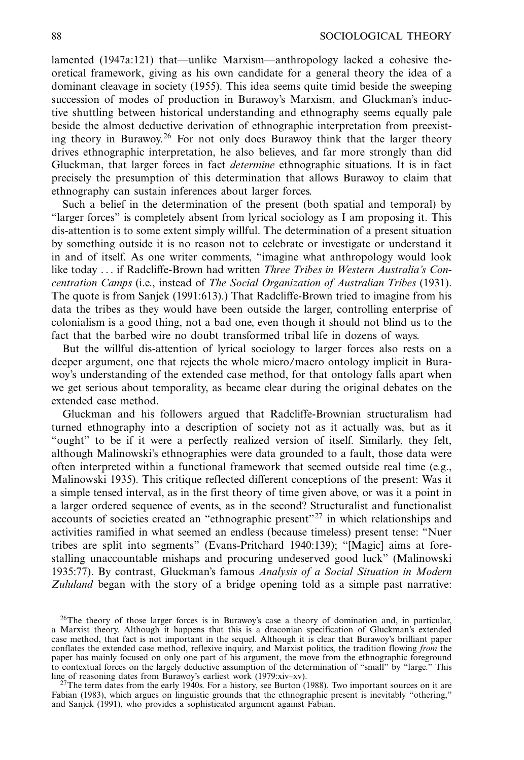lamented (1947a:121) that—unlike Marxism—anthropology lacked a cohesive theoretical framework, giving as his own candidate for a general theory the idea of a dominant cleavage in society (1955). This idea seems quite timid beside the sweeping succession of modes of production in Burawoy's Marxism, and Gluckman's inductive shuttling between historical understanding and ethnography seems equally pale beside the almost deductive derivation of ethnographic interpretation from preexisting theory in Burawoy.[26] For not only does Burawoy think that the larger theory drives ethnographic interpretation, he also believes, and far more strongly than did Gluckman, that larger forces in fact *determine* ethnographic situations. It is in fact precisely the presumption of this determination that allows Burawoy to claim that ethnography can sustain inferences about larger forces.

Such a belief in the determination of the present (both spatial and temporal) by "larger forces" is completely absent from lyrical sociology as I am proposing it. This dis-attention is to some extent simply willful. The determination of a present situation by something outside it is no reason not to celebrate or investigate or understand it in and of itself. As one writer comments, "imagine what anthropology would look like today . . . if Radcliffe-Brown had written *Three Tribes in Western Australia's Concentration Camps* (i.e., instead of *The Social Organization of Australian Tribes* (1931). The quote is from Sanjek (1991:613).) That Radcliffe-Brown tried to imagine from his data the tribes as they would have been outside the larger, controlling enterprise of colonialism is a good thing, not a bad one, even though it should not blind us to the fact that the barbed wire no doubt transformed tribal life in dozens of ways.

But the willful dis-attention of lyrical sociology to larger forces also rests on a deeper argument, one that rejects the whole micro/macro ontology implicit in Burawoy's understanding of the extended case method, for that ontology falls apart when we get serious about temporality, as became clear during the original debates on the extended case method.

Gluckman and his followers argued that Radcliffe-Brownian structuralism had turned ethnography into a description of society not as it actually was, but as it "ought" to be if it were a perfectly realized version of itself. Similarly, they felt, although Malinowski's ethnographies were data grounded to a fault, those data were often interpreted within a functional framework that seemed outside real time (e.g., Malinowski 1935). This critique reflected different conceptions of the present: Was it a simple tensed interval, as in the first theory of time given above, or was it a point in a larger ordered sequence of events, as in the second? Structuralist and functionalist accounts of societies created an "ethnographic present"[27] in which relationships and activities ramified in what seemed an endless (because timeless) present tense: "Nuer tribes are split into segments" (Evans-Pritchard 1940:139); "[Magic] aims at forestalling unaccountable mishaps and procuring undeserved good luck" (Malinowski 1935:77). By contrast, Gluckman's famous *Analysis of a Social Situation in Modern Zululand* began with the story of a bridge opening told as a simple past narrative:

[26] The theory of those larger forces is in Burawoy's case a theory of domination and, in particular, a Marxist theory. Although it happens that this is a draconian specification of Gluckman's extended case method, that fact is not important in the sequel. Although it is clear that Burawoy's brilliant paper conflates the extended case method, reflexive inquiry, and Marxist politics, the tradition flowing *from* the paper has mainly focused on only one part of his argument, the move from the ethnographic foreground to contextual forces on the largely deductive assumption of the determination of "small" by "large." This line of reasoning dates from Burawoy's earliest work (1979:xiv–xv).

[27] The term dates from the early 1940s. For a history, see Burton (1988). Two important sources on it are Fabian (1983), which argues on linguistic grounds that the ethnographic present is inevitably "othering," and Sanjek (1991), who provides a sophisticated argument against Fabian.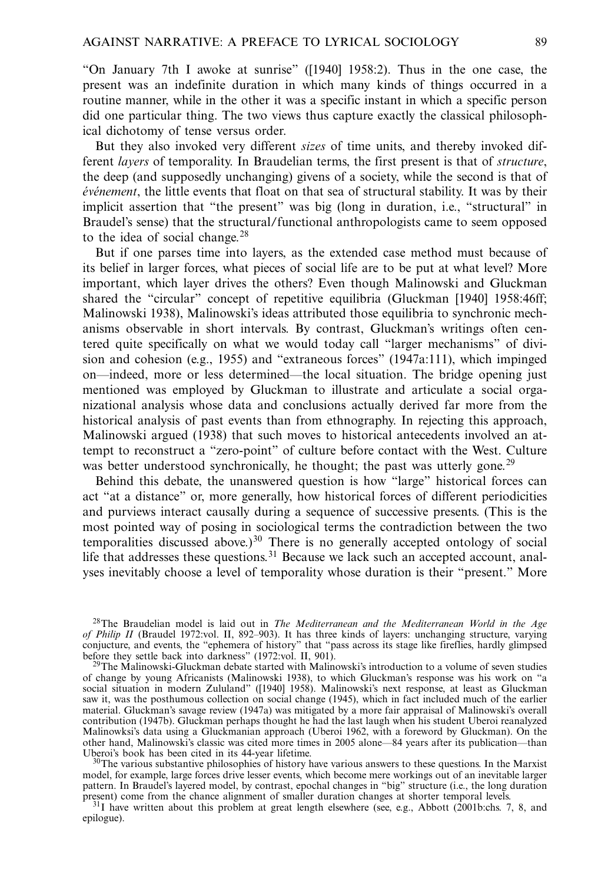"On January 7th I awoke at sunrise" ([1940] 1958:2). Thus in the one case, the present was an indefinite duration in which many kinds of things occurred in a routine manner, while in the other it was a specific instant in which a specific person did one particular thing. The two views thus capture exactly the classical philosophical dichotomy of tense versus order.

But they also invoked very different *sizes* of time units, and thereby invoked different *layers* of temporality. In Braudelian terms, the first present is that of *structure*, the deep (and supposedly unchanging) givens of a society, while the second is that of *événement*, the little events that float on that sea of structural stability. It was by their implicit assertion that "the present" was big (long in duration, i.e., "structural" in Braudel's sense) that the structural/functional anthropologists came to seem opposed to the idea of social change.[28]

But if one parses time into layers, as the extended case method must because of its belief in larger forces, what pieces of social life are to be put at what level? More important, which layer drives the others? Even though Malinowski and Gluckman shared the "circular" concept of repetitive equilibria (Gluckman [1940] 1958:46ff; Malinowski 1938), Malinowski's ideas attributed those equilibria to synchronic mechanisms observable in short intervals. By contrast, Gluckman's writings often centered quite specifically on what we would today call "larger mechanisms" of division and cohesion (e.g., 1955) and "extraneous forces" (1947a:111), which impinged on—indeed, more or less determined—the local situation. The bridge opening just mentioned was employed by Gluckman to illustrate and articulate a social organizational analysis whose data and conclusions actually derived far more from the historical analysis of past events than from ethnography. In rejecting this approach, Malinowski argued (1938) that such moves to historical antecedents involved an attempt to reconstruct a "zero-point" of culture before contact with the West. Culture was better understood synchronically, he thought; the past was utterly gone.[29]

Behind this debate, the unanswered question is how "large" historical forces can act "at a distance" or, more generally, how historical forces of different periodicities and purviews interact causally during a sequence of successive presents. (This is the most pointed way of posing in sociological terms the contradiction between the two temporalities discussed above.)[30] There is no generally accepted ontology of social life that addresses these questions.[31] Because we lack such an accepted account, analyses inevitably choose a level of temporality whose duration is their "present." More

---

[28]The Braudelian model is laid out in *The Mediterranean and the Mediterranean World in the Age of Philip II* (Braudel 1972:vol. II, 892–903). It has three kinds of layers: unchanging structure, varying conjucture, and events, the "ephemera of history" that "pass across its stage like fireflies, hardly glimpsed before they settle back into darkness" (1972:vol. II, 901).

[29]The Malinowski-Gluckman debate started with Malinowski's introduction to a volume of seven studies of change by young Africanists (Malinowski 1938), to which Gluckman's response was his work on "a social situation in modern Zululand" ([1940] 1958). Malinowski's next response, at least as Gluckman saw it, was the posthumous collection on social change (1945), which in fact included much of the earlier material. Gluckman's savage review (1947a) was mitigated by a more fair appraisal of Malinowski's overall contribution (1947b). Gluckman perhaps thought he had the last laugh when his student Uberoi reanalyzed Malinowksi's data using a Gluckmanian approach (Uberoi 1962, with a foreword by Gluckman). On the other hand, Malinowski's classic was cited more times in 2005 alone—84 years after its publication—than Uberoi's book has been cited in its 44-year lifetime.

[30]The various substantive philosophies of history have various answers to these questions. In the Marxist model, for example, large forces drive lesser events, which become mere workings out of an inevitable larger pattern. In Braudel's layered model, by contrast, epochal changes in "big" structure (i.e., the long duration present) come from the chance alignment of smaller duration changes at shorter temporal levels.

[31]I have written about this problem at great length elsewhere (see, e.g., Abbott (2001b:chs. 7, 8, and epilogue).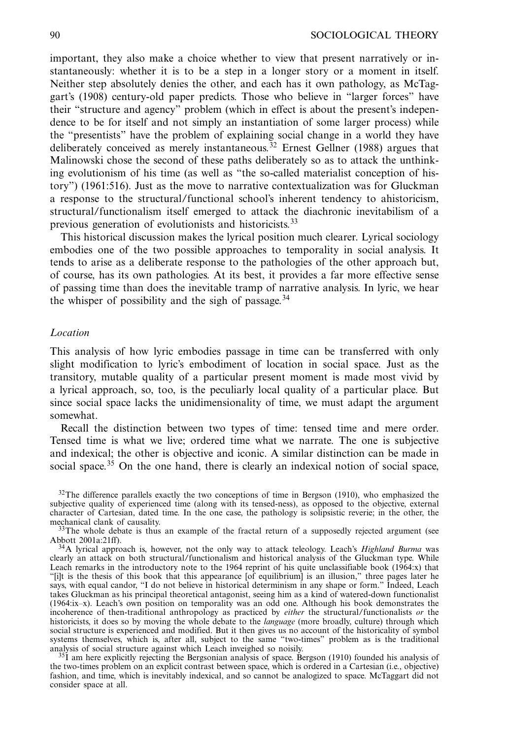important, they also make a choice whether to view that present narratively or instantaneously: whether it is to be a step in a longer story or a moment in itself. Neither step absolutely denies the other, and each has it own pathology, as McTaggart's (1908) century-old paper predicts. Those who believe in "larger forces" have their "structure and agency" problem (which in effect is about the present's independence to be for itself and not simply an instantiation of some larger process) while the "presentists" have the problem of explaining social change in a world they have deliberately conceived as merely instantaneous.[32] Ernest Gellner (1988) argues that Malinowski chose the second of these paths deliberately so as to attack the unthinking evolutionism of his time (as well as "the so-called materialist conception of history") (1961:516). Just as the move to narrative contextualization was for Gluckman a response to the structural/functional school's inherent tendency to ahistoricism, structural/functionalism itself emerged to attack the diachronic inevitabilism of a previous generation of evolutionists and historicists.[33]

This historical discussion makes the lyrical position much clearer. Lyrical sociology embodies one of the two possible approaches to temporality in social analysis. It tends to arise as a deliberate response to the pathologies of the other approach but, of course, has its own pathologies. At its best, it provides a far more effective sense of passing time than does the inevitable tramp of narrative analysis. In lyric, we hear the whisper of possibility and the sigh of passage.[34]

### *Location*

This analysis of how lyric embodies passage in time can be transferred with only slight modification to lyric's embodiment of location in social space. Just as the transitory, mutable quality of a particular present moment is made most vivid by a lyrical approach, so, too, is the peculiarly local quality of a particular place. But since social space lacks the unidimensionality of time, we must adapt the argument somewhat.

Recall the distinction between two types of time: tensed time and mere order. Tensed time is what we live; ordered time what we narrate. The one is subjective and indexical; the other is objective and iconic. A similar distinction can be made in social space.[35] On the one hand, there is clearly an indexical notion of social space,

---

[32]The difference parallels exactly the two conceptions of time in Bergson (1910), who emphasized the subjective quality of experienced time (along with its tensed-ness), as opposed to the objective, external character of Cartesian, dated time. In the one case, the pathology is solipsistic reverie; in the other, the mechanical clank of causality.

[33]The whole debate is thus an example of the fractal return of a supposedly rejected argument (see Abbott 2001a:21ff).

[34]A lyrical approach is, however, not the only way to attack teleology. Leach's *Highland Burma* was clearly an attack on both structural/functionalism and historical analysis of the Gluckman type. While Leach remarks in the introductory note to the 1964 reprint of his quite unclassifiable book (1964:x) that "[i]t is the thesis of this book that this appearance [of equilibrium] is an illusion," three pages later he says, with equal candor, "I do not believe in historical determinism in any shape or form." Indeed, Leach takes Gluckman as his principal theoretical antagonist, seeing him as a kind of watered-down functionalist (1964:ix–x). Leach's own position on temporality was an odd one. Although his book demonstrates the incoherence of then-traditional anthropology as practiced by *either* the structural/functionalists *or* the historicists, it does so by moving the whole debate to the *language* (more broadly, culture) through which social structure is experienced and modified. But it then gives us no account of the historicality of symbol systems themselves, which is, after all, subject to the same "two-times" problem as is the traditional analysis of social structure against which Leach inveighed so noisily.

[35]I am here explicitly rejecting the Bergsonian analysis of space. Bergson (1910) founded his analysis of the two-times problem on an explicit contrast between space, which is ordered in a Cartesian (i.e., objective) fashion, and time, which is inevitably indexical, and so cannot be analogized to space. McTaggart did not consider space at all.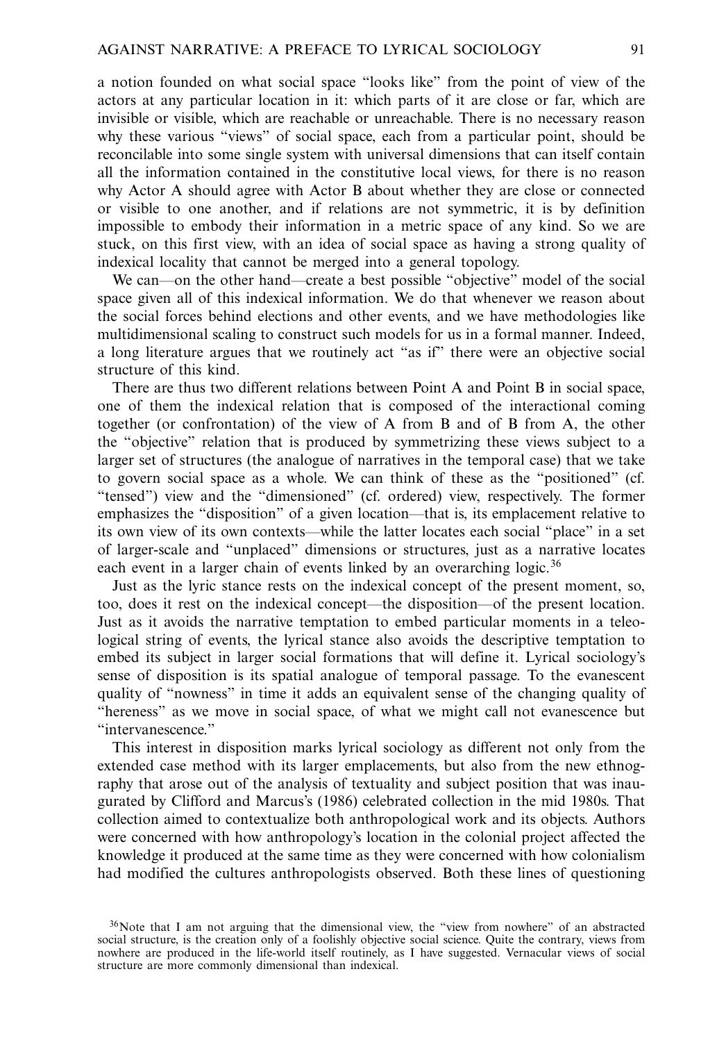a notion founded on what social space "looks like" from the point of view of the actors at any particular location in it: which parts of it are close or far, which are invisible or visible, which are reachable or unreachable. There is no necessary reason why these various "views" of social space, each from a particular point, should be reconcilable into some single system with universal dimensions that can itself contain all the information contained in the constitutive local views, for there is no reason why Actor A should agree with Actor B about whether they are close or connected or visible to one another, and if relations are not symmetric, it is by definition impossible to embody their information in a metric space of any kind. So we are stuck, on this first view, with an idea of social space as having a strong quality of indexical locality that cannot be merged into a general topology.

We can—on the other hand—create a best possible "objective" model of the social space given all of this indexical information. We do that whenever we reason about the social forces behind elections and other events, and we have methodologies like multidimensional scaling to construct such models for us in a formal manner. Indeed, a long literature argues that we routinely act "as if" there were an objective social structure of this kind.

There are thus two different relations between Point A and Point B in social space, one of them the indexical relation that is composed of the interactional coming together (or confrontation) of the view of A from B and of B from A, the other the "objective" relation that is produced by symmetrizing these views subject to a larger set of structures (the analogue of narratives in the temporal case) that we take to govern social space as a whole. We can think of these as the "positioned" (cf. "tensed") view and the "dimensioned" (cf. ordered) view, respectively. The former emphasizes the "disposition" of a given location—that is, its emplacement relative to its own view of its own contexts—while the latter locates each social "place" in a set of larger-scale and "unplaced" dimensions or structures, just as a narrative locates each event in a larger chain of events linked by an overarching logic.[36]

Just as the lyric stance rests on the indexical concept of the present moment, so, too, does it rest on the indexical concept—the disposition—of the present location. Just as it avoids the narrative temptation to embed particular moments in a teleological string of events, the lyrical stance also avoids the descriptive temptation to embed its subject in larger social formations that will define it. Lyrical sociology's sense of disposition is its spatial analogue of temporal passage. To the evanescent quality of "nowness" in time it adds an equivalent sense of the changing quality of "hereness" as we move in social space, of what we might call not evanescence but "intervanescence."

This interest in disposition marks lyrical sociology as different not only from the extended case method with its larger emplacements, but also from the new ethnography that arose out of the analysis of textuality and subject position that was inaugurated by Clifford and Marcus's (1986) celebrated collection in the mid 1980s. That collection aimed to contextualize both anthropological work and its objects. Authors were concerned with how anthropology's location in the colonial project affected the knowledge it produced at the same time as they were concerned with how colonialism had modified the cultures anthropologists observed. Both these lines of questioning

[36]Note that I am not arguing that the dimensional view, the "view from nowhere" of an abstracted social structure, is the creation only of a foolishly objective social science. Quite the contrary, views from nowhere are produced in the life-world itself routinely, as I have suggested. Vernacular views of social structure are more commonly dimensional than indexical.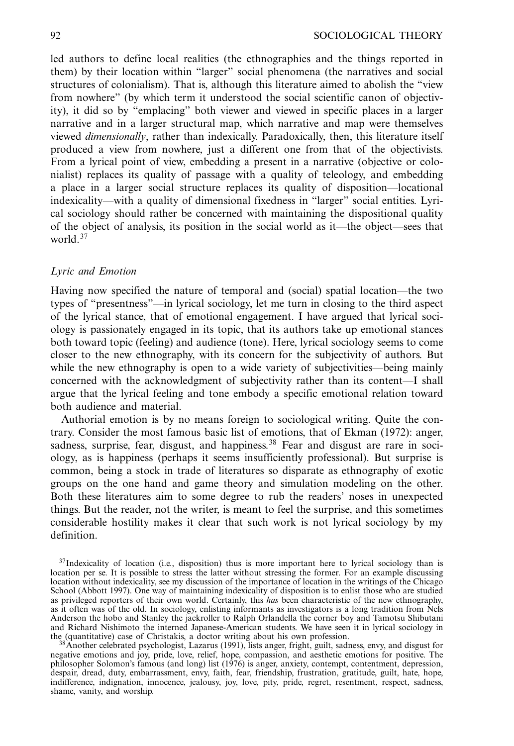led authors to define local realities (the ethnographies and the things reported in them) by their location within "larger" social phenomena (the narratives and social structures of colonialism). That is, although this literature aimed to abolish the "view from nowhere" (by which term it understood the social scientific canon of objectivity), it did so by "emplacing" both viewer and viewed in specific places in a larger narrative and in a larger structural map, which narrative and map were themselves viewed *dimensionally*, rather than indexically. Paradoxically, then, this literature itself produced a view from nowhere, just a different one from that of the objectivists. From a lyrical point of view, embedding a present in a narrative (objective or colonialist) replaces its quality of passage with a quality of teleology, and embedding a place in a larger social structure replaces its quality of disposition—locational indexicality—with a quality of dimensional fixedness in "larger" social entities. Lyrical sociology should rather be concerned with maintaining the dispositional quality of the object of analysis, its position in the social world as it—the object—sees that world.[37]

### *Lyric and Emotion*

Having now specified the nature of temporal and (social) spatial location—the two types of "presentness"—in lyrical sociology, let me turn in closing to the third aspect of the lyrical stance, that of emotional engagement. I have argued that lyrical sociology is passionately engaged in its topic, that its authors take up emotional stances both toward topic (feeling) and audience (tone). Here, lyrical sociology seems to come closer to the new ethnography, with its concern for the subjectivity of authors. But while the new ethnography is open to a wide variety of subjectivities—being mainly concerned with the acknowledgment of subjectivity rather than its content—I shall argue that the lyrical feeling and tone embody a specific emotional relation toward both audience and material.

Authorial emotion is by no means foreign to sociological writing. Quite the contrary. Consider the most famous basic list of emotions, that of Ekman (1972): anger, sadness, surprise, fear, disgust, and happiness.[38] Fear and disgust are rare in sociology, as is happiness (perhaps it seems insufficiently professional). But surprise is common, being a stock in trade of literatures so disparate as ethnography of exotic groups on the one hand and game theory and simulation modeling on the other. Both these literatures aim to some degree to rub the readers' noses in unexpected things. But the reader, not the writer, is meant to feel the surprise, and this sometimes considerable hostility makes it clear that such work is not lyrical sociology by my definition.

[37] Indexicality of location (i.e., disposition) thus is more important here to lyrical sociology than is location per se. It is possible to stress the latter without stressing the former. For an example discussing location without indexicality, see my discussion of the importance of location in the writings of the Chicago School (Abbott 1997). One way of maintaining indexicality of disposition is to enlist those who are studied as privileged reporters of their own world. Certainly, this *has* been characteristic of the new ethnography, as it often was of the old. In sociology, enlisting informants as investigators is a long tradition from Nels Anderson the hobo and Stanley the jackroller to Ralph Orlandella the corner boy and Tamotsu Shibutani and Richard Nishimoto the interned Japanese-American students. We have seen it in lyrical sociology in the (quantitative) case of Christakis, a doctor writing about his own profession.

[38] Another celebrated psychologist, Lazarus (1991), lists anger, fright, guilt, sadness, envy, and disgust for negative emotions and joy, pride, love, relief, hope, compassion, and aesthetic emotions for positive. The philosopher Solomon's famous (and long) list (1976) is anger, anxiety, contempt, contentment, depression, despair, dread, duty, embarrassment, envy, faith, fear, friendship, frustration, gratitude, guilt, hate, hope, indifference, indignation, innocence, jealousy, joy, love, pity, pride, regret, resentment, respect, sadness, shame, vanity, and worship.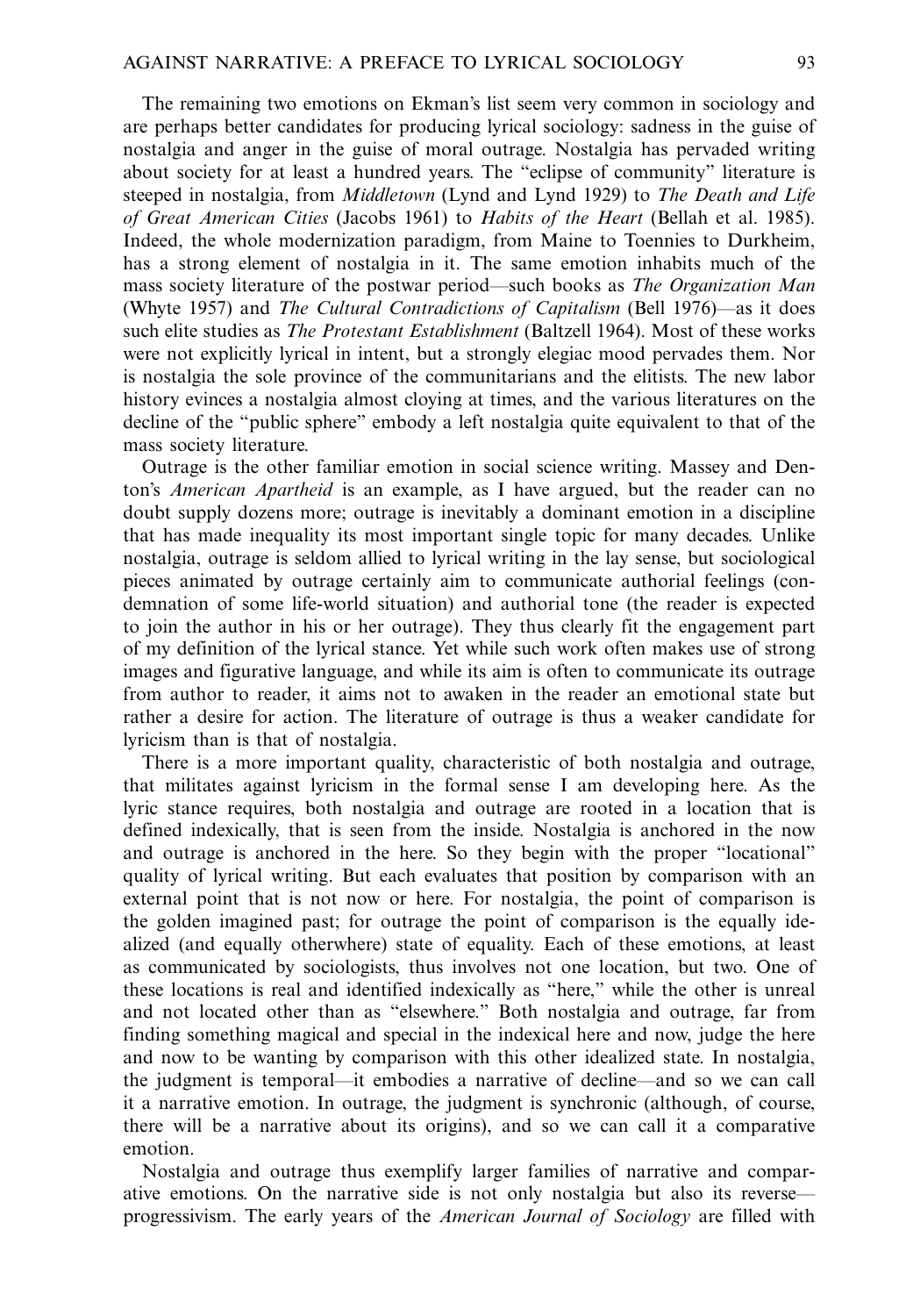The remaining two emotions on Ekman's list seem very common in sociology and are perhaps better candidates for producing lyrical sociology: sadness in the guise of nostalgia and anger in the guise of moral outrage. Nostalgia has pervaded writing about society for at least a hundred years. The "eclipse of community" literature is steeped in nostalgia, from *Middletown* (Lynd and Lynd 1929) to *The Death and Life of Great American Cities* (Jacobs 1961) to *Habits of the Heart* (Bellah et al. 1985). Indeed, the whole modernization paradigm, from Maine to Toennies to Durkheim, has a strong element of nostalgia in it. The same emotion inhabits much of the mass society literature of the postwar period—such books as *The Organization Man* (Whyte 1957) and *The Cultural Contradictions of Capitalism* (Bell 1976)—as it does such elite studies as *The Protestant Establishment* (Baltzell 1964). Most of these works were not explicitly lyrical in intent, but a strongly elegiac mood pervades them. Nor is nostalgia the sole province of the communitarians and the elitists. The new labor history evinces a nostalgia almost cloying at times, and the various literatures on the decline of the "public sphere" embody a left nostalgia quite equivalent to that of the mass society literature.

Outrage is the other familiar emotion in social science writing. Massey and Denton's *American Apartheid* is an example, as I have argued, but the reader can no doubt supply dozens more; outrage is inevitably a dominant emotion in a discipline that has made inequality its most important single topic for many decades. Unlike nostalgia, outrage is seldom allied to lyrical writing in the lay sense, but sociological pieces animated by outrage certainly aim to communicate authorial feelings (condemnation of some life-world situation) and authorial tone (the reader is expected to join the author in his or her outrage). They thus clearly fit the engagement part of my definition of the lyrical stance. Yet while such work often makes use of strong images and figurative language, and while its aim is often to communicate its outrage from author to reader, it aims not to awaken in the reader an emotional state but rather a desire for action. The literature of outrage is thus a weaker candidate for lyricism than is that of nostalgia.

There is a more important quality, characteristic of both nostalgia and outrage, that militates against lyricism in the formal sense I am developing here. As the lyric stance requires, both nostalgia and outrage are rooted in a location that is defined indexically, that is seen from the inside. Nostalgia is anchored in the now and outrage is anchored in the here. So they begin with the proper "locational" quality of lyrical writing. But each evaluates that position by comparison with an external point that is not now or here. For nostalgia, the point of comparison is the golden imagined past; for outrage the point of comparison is the equally idealized (and equally otherwhere) state of equality. Each of these emotions, at least as communicated by sociologists, thus involves not one location, but two. One of these locations is real and identified indexically as "here," while the other is unreal and not located other than as "elsewhere." Both nostalgia and outrage, far from finding something magical and special in the indexical here and now, judge the here and now to be wanting by comparison with this other idealized state. In nostalgia, the judgment is temporal—it embodies a narrative of decline—and so we can call it a narrative emotion. In outrage, the judgment is synchronic (although, of course, there will be a narrative about its origins), and so we can call it a comparative emotion.

Nostalgia and outrage thus exemplify larger families of narrative and comparative emotions. On the narrative side is not only nostalgia but also its reverse—progressivism. The early years of the *American Journal of Sociology* are filled with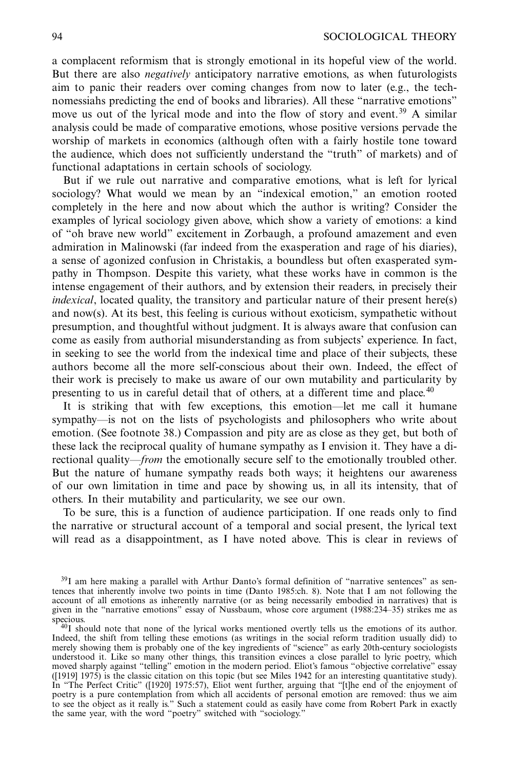a complacent reformism that is strongly emotional in its hopeful view of the world. But there are also *negatively* anticipatory narrative emotions, as when futurologists aim to panic their readers over coming changes from now to later (e.g., the technomessiahs predicting the end of books and libraries). All these "narrative emotions" move us out of the lyrical mode and into the flow of story and event.[39] A similar analysis could be made of comparative emotions, whose positive versions pervade the worship of markets in economics (although often with a fairly hostile tone toward the audience, which does not sufficiently understand the "truth" of markets) and of functional adaptations in certain schools of sociology.

But if we rule out narrative and comparative emotions, what is left for lyrical sociology? What would we mean by an "indexical emotion," an emotion rooted completely in the here and now about which the author is writing? Consider the examples of lyrical sociology given above, which show a variety of emotions: a kind of "oh brave new world" excitement in Zorbaugh, a profound amazement and even admiration in Malinowski (far indeed from the exasperation and rage of his diaries), a sense of agonized confusion in Christakis, a boundless but often exasperated sympathy in Thompson. Despite this variety, what these works have in common is the intense engagement of their authors, and by extension their readers, in precisely their *indexical*, located quality, the transitory and particular nature of their present here(s) and now(s). At its best, this feeling is curious without exoticism, sympathetic without presumption, and thoughtful without judgment. It is always aware that confusion can come as easily from authorial misunderstanding as from subjects' experience. In fact, in seeking to see the world from the indexical time and place of their subjects, these authors become all the more self-conscious about their own. Indeed, the effect of their work is precisely to make us aware of our own mutability and particularity by presenting to us in careful detail that of others, at a different time and place.[40]

It is striking that with few exceptions, this emotion—let me call it humane sympathy—is not on the lists of psychologists and philosophers who write about emotion. (See footnote 38.) Compassion and pity are as close as they get, but both of these lack the reciprocal quality of humane sympathy as I envision it. They have a directional quality—*from* the emotionally secure self to the emotionally troubled other. But the nature of humane sympathy reads both ways; it heightens our awareness of our own limitation in time and pace by showing us, in all its intensity, that of others. In their mutability and particularity, we see our own.

To be sure, this is a function of audience participation. If one reads only to find the narrative or structural account of a temporal and social present, the lyrical text will read as a disappointment, as I have noted above. This is clear in reviews of

[39] I am here making a parallel with Arthur Danto's formal definition of "narrative sentences" as sentences that inherently involve two points in time (Danto 1985:ch. 8). Note that I am not following the account of all emotions as inherently narrative (or as being necessarily embodied in narratives) that is given in the "narrative emotions" essay of Nussbaum, whose core argument (1988:234–35) strikes me as specious.

[40] I should note that none of the lyrical works mentioned overtly tells us the emotions of its author. Indeed, the shift from telling these emotions (as writings in the social reform tradition usually did) to merely showing them is probably one of the key ingredients of "science" as early 20th-century sociologists understood it. Like so many other things, this transition evinces a close parallel to lyric poetry, which moved sharply against "telling" emotion in the modern period. Eliot's famous "objective correlative" essay ([1919] 1975) is the classic citation on this topic (but see Miles 1942 for an interesting quantitative study). In "The Perfect Critic" ([1920] 1975:57), Eliot went further, arguing that "[t]he end of the enjoyment of poetry is a pure contemplation from which all accidents of personal emotion are removed: thus we aim to see the object as it really is." Such a statement could as easily have come from Robert Park in exactly the same year, with the word "poetry" switched with "sociology."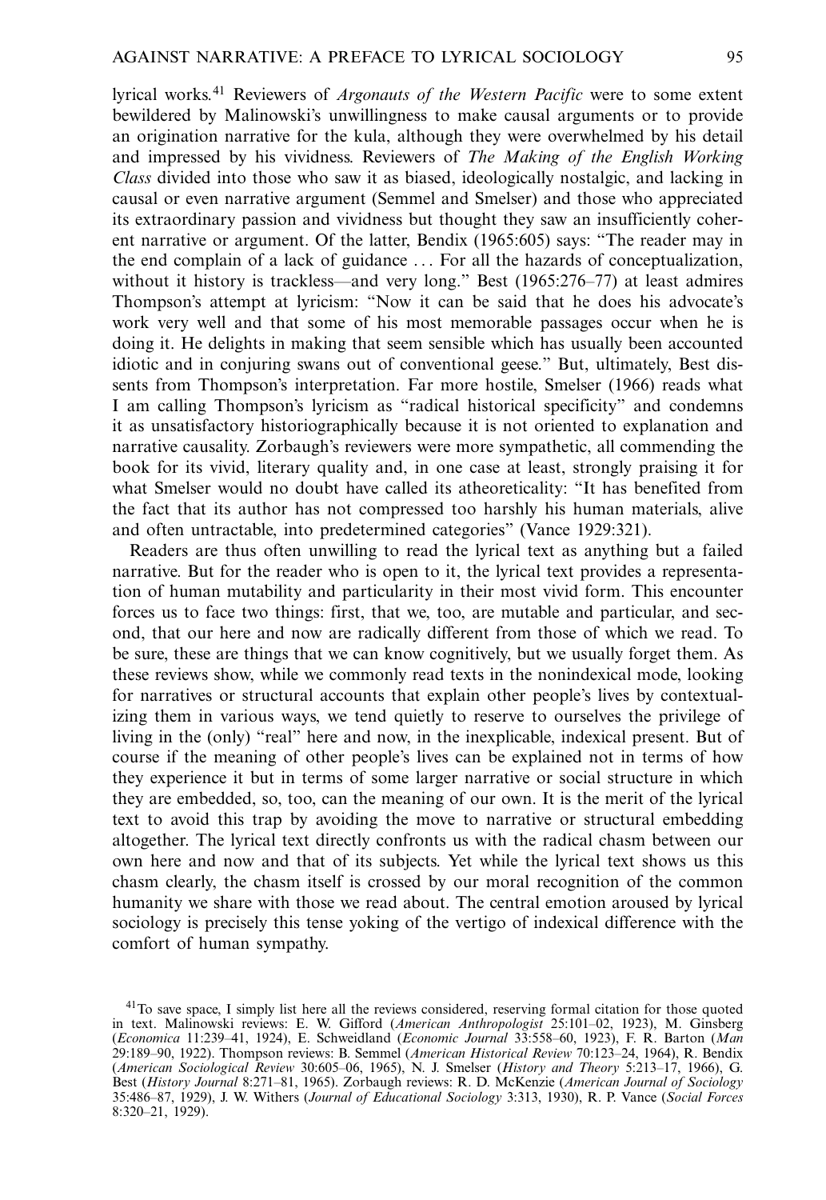lyrical works.[41] Reviewers of *Argonauts of the Western Pacific* were to some extent bewildered by Malinowski's unwillingness to make causal arguments or to provide an origination narrative for the kula, although they were overwhelmed by his detail and impressed by his vividness. Reviewers of *The Making of the English Working Class* divided into those who saw it as biased, ideologically nostalgic, and lacking in causal or even narrative argument (Semmel and Smelser) and those who appreciated its extraordinary passion and vividness but thought they saw an insufficiently coherent narrative or argument. Of the latter, Bendix (1965:605) says: "The reader may in the end complain of a lack of guidance ... For all the hazards of conceptualization, without it history is trackless—and very long." Best (1965:276–77) at least admires Thompson's attempt at lyricism: "Now it can be said that he does his advocate's work very well and that some of his most memorable passages occur when he is doing it. He delights in making that seem sensible which has usually been accounted idiotic and in conjuring swans out of conventional geese." But, ultimately, Best dissents from Thompson's interpretation. Far more hostile, Smelser (1966) reads what I am calling Thompson's lyricism as "radical historical specificity" and condemns it as unsatisfactory historiographically because it is not oriented to explanation and narrative causality. Zorbaugh's reviewers were more sympathetic, all commending the book for its vivid, literary quality and, in one case at least, strongly praising it for what Smelser would no doubt have called its atheoreticality: "It has benefited from the fact that its author has not compressed too harshly his human materials, alive and often untractable, into predetermined categories" (Vance 1929:321).

Readers are thus often unwilling to read the lyrical text as anything but a failed narrative. But for the reader who is open to it, the lyrical text provides a representation of human mutability and particularity in their most vivid form. This encounter forces us to face two things: first, that we, too, are mutable and particular, and second, that our here and now are radically different from those of which we read. To be sure, these are things that we can know cognitively, but we usually forget them. As these reviews show, while we commonly read texts in the nonindexical mode, looking for narratives or structural accounts that explain other people's lives by contextualizing them in various ways, we tend quietly to reserve to ourselves the privilege of living in the (only) "real" here and now, in the inexplicable, indexical present. But of course if the meaning of other people's lives can be explained not in terms of how they experience it but in terms of some larger narrative or social structure in which they are embedded, so, too, can the meaning of our own. It is the merit of the lyrical text to avoid this trap by avoiding the move to narrative or structural embedding altogether. The lyrical text directly confronts us with the radical chasm between our own here and now and that of its subjects. Yet while the lyrical text shows us this chasm clearly, the chasm itself is crossed by our moral recognition of the common humanity we share with those we read about. The central emotion aroused by lyrical sociology is precisely this tense yoking of the vertigo of indexical difference with the comfort of human sympathy.

[41]To save space, I simply list here all the reviews considered, reserving formal citation for those quoted in text. Malinowski reviews: E. W. Gifford (*American Anthropologist* 25:101–02, 1923), M. Ginsberg (*Economica* 11:239–41, 1924), E. Schweidland (*Economic Journal* 33:558–60, 1923), F. R. Barton (*Man* 29:189–90, 1922). Thompson reviews: B. Semmel (*American Historical Review* 70:123–24, 1964), R. Bendix (*American Sociological Review* 30:605–06, 1965), N. J. Smelser (*History and Theory* 5:213–17, 1966), G. Best (*History Journal* 8:271–81, 1965). Zorbaugh reviews: R. D. McKenzie (*American Journal of Sociology* 35:486–87, 1929), J. W. Withers (*Journal of Educational Sociology* 3:313, 1930), R. P. Vance (*Social Forces* 8:320–21, 1929).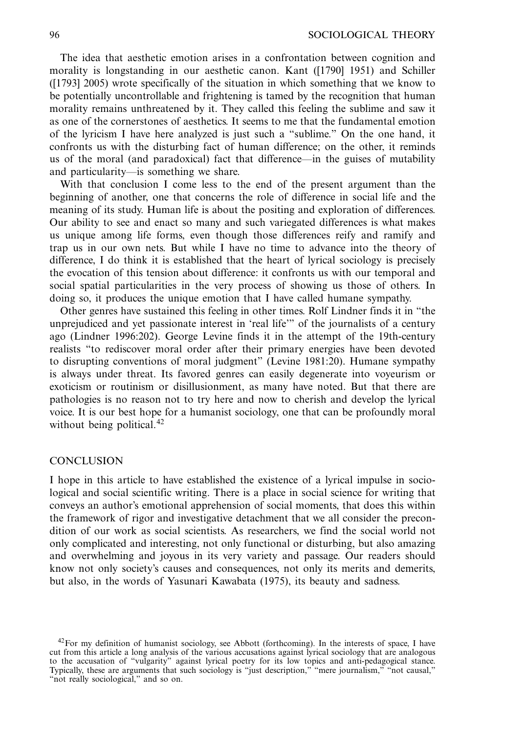The idea that aesthetic emotion arises in a confrontation between cognition and morality is longstanding in our aesthetic canon. Kant ([1790] 1951) and Schiller ([1793] 2005) wrote specifically of the situation in which something that we know to be potentially uncontrollable and frightening is tamed by the recognition that human morality remains unthreatened by it. They called this feeling the sublime and saw it as one of the cornerstones of aesthetics. It seems to me that the fundamental emotion of the lyricism I have here analyzed is just such a "sublime." On the one hand, it confronts us with the disturbing fact of human difference; on the other, it reminds us of the moral (and paradoxical) fact that difference—in the guises of mutability and particularity—is something we share.

With that conclusion I come less to the end of the present argument than the beginning of another, one that concerns the role of difference in social life and the meaning of its study. Human life is about the positing and exploration of differences. Our ability to see and enact so many and such variegated differences is what makes us unique among life forms, even though those differences reify and ramify and trap us in our own nets. But while I have no time to advance into the theory of difference, I do think it is established that the heart of lyrical sociology is precisely the evocation of this tension about difference: it confronts us with our temporal and social spatial particularities in the very process of showing us those of others. In doing so, it produces the unique emotion that I have called humane sympathy.

Other genres have sustained this feeling in other times. Rolf Lindner finds it in "the unprejudiced and yet passionate interest in 'real life'" of the journalists of a century ago (Lindner 1996:202). George Levine finds it in the attempt of the 19th-century realists "to rediscover moral order after their primary energies have been devoted to disrupting conventions of moral judgment" (Levine 1981:20). Humane sympathy is always under threat. Its favored genres can easily degenerate into voyeurism or exoticism or routinism or disillusionment, as many have noted. But that there are pathologies is no reason not to try here and now to cherish and develop the lyrical voice. It is our best hope for a humanist sociology, one that can be profoundly moral without being political.[42]

## CONCLUSION

I hope in this article to have established the existence of a lyrical impulse in sociological and social scientific writing. There is a place in social science for writing that conveys an author's emotional apprehension of social moments, that does this within the framework of rigor and investigative detachment that we all consider the precondition of our work as social scientists. As researchers, we find the social world not only complicated and interesting, not only functional or disturbing, but also amazing and overwhelming and joyous in its very variety and passage. Our readers should know not only society's causes and consequences, not only its merits and demerits, but also, in the words of Yasunari Kawabata (1975), its beauty and sadness.

[42]For my definition of humanist sociology, see Abbott (forthcoming). In the interests of space, I have cut from this article a long analysis of the various accusations against lyrical sociology that are analogous to the accusation of "vulgarity" against lyrical poetry for its low topics and anti-pedagogical stance. Typically, these are arguments that such sociology is "just description," "mere journalism," "not causal," "not really sociological," and so on.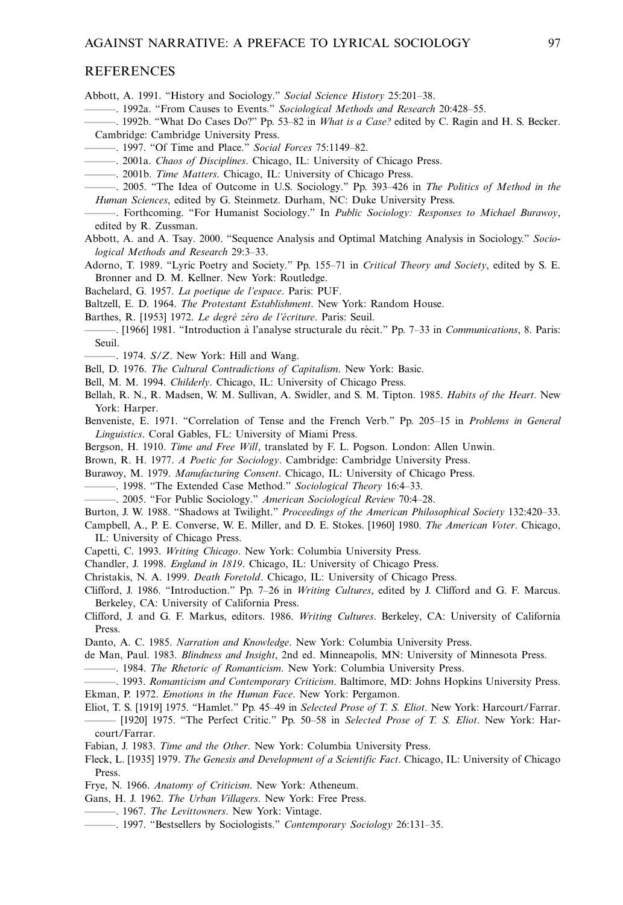## REFERENCES

Abbott, A. 1991. "History and Sociology." *Social Science History* 25:201–38.

———. 1992a. "From Causes to Events." *Sociological Methods and Research* 20:428–55.

———. 1992b. "What Do Cases Do?" Pp. 53–82 in *What is a Case?* edited by C. Ragin and H. S. Becker. Cambridge: Cambridge University Press.

———. 1997. "Of Time and Place." *Social Forces* 75:1149–82.

———. 2001a. *Chaos of Disciplines*. Chicago, IL: University of Chicago Press.

———. 2001b. *Time Matters*. Chicago, IL: University of Chicago Press.

———. 2005. "The Idea of Outcome in U.S. Sociology." Pp. 393–426 in *The Politics of Method in the Human Sciences*, edited by G. Steinmetz. Durham, NC: Duke University Press.

———. Forthcoming. "For Humanist Sociology." In *Public Sociology: Responses to Michael Burawoy*, edited by R. Zussman.

Abbott, A. and A. Tsay. 2000. "Sequence Analysis and Optimal Matching Analysis in Sociology." *Sociological Methods and Research* 29:3–33.

Adorno, T. 1989. "Lyric Poetry and Society." Pp. 155–71 in *Critical Theory and Society*, edited by S. E. Bronner and D. M. Kellner. New York: Routledge.

Bachelard, G. 1957. *La poetique de l'espace*. Paris: PUF.

Baltzell, E. D. 1964. *The Protestant Establishment*. New York: Random House.

Barthes, R. [1953] 1972. *Le degré zéro de l'écriture*. Paris: Seuil.

———. [1966] 1981. "Introduction à l'analyse structurale du récit." Pp. 7–33 in *Communications*, 8. Paris: Seuil.

———. 1974. *S/Z*. New York: Hill and Wang.

Bell, D. 1976. *The Cultural Contradictions of Capitalism*. New York: Basic.

Bell, M. M. 1994. *Childerly*. Chicago, IL: University of Chicago Press.

Bellah, R. N., R. Madsen, W. M. Sullivan, A. Swidler, and S. M. Tipton. 1985. *Habits of the Heart*. New York: Harper.

Benveniste, E. 1971. "Correlation of Tense and the French Verb." Pp. 205–15 in *Problems in General Linguistics*. Coral Gables, FL: University of Miami Press.

Bergson, H. 1910. *Time and Free Will*, translated by F. L. Pogson. London: Allen Unwin.

Brown, R. H. 1977. *A Poetic for Sociology*. Cambridge: Cambridge University Press.

Burawoy, M. 1979. *Manufacturing Consent*. Chicago, IL: University of Chicago Press.

———. 1998. "The Extended Case Method." *Sociological Theory* 16:4–33.

———. 2005. "For Public Sociology." *American Sociological Review* 70:4–28.

Burton, J. W. 1988. "Shadows at Twilight." *Proceedings of the American Philosophical Society* 132:420–33.

Campbell, A., P. E. Converse, W. E. Miller, and D. E. Stokes. [1960] 1980. *The American Voter*. Chicago, IL: University of Chicago Press.

Capetti, C. 1993. *Writing Chicago*. New York: Columbia University Press.

Chandler, J. 1998. *England in 1819*. Chicago, IL: University of Chicago Press.

Christakis, N. A. 1999. *Death Foretold*. Chicago, IL: University of Chicago Press.

Clifford, J. 1986. "Introduction." Pp. 7–26 in *Writing Cultures*, edited by J. Clifford and G. F. Marcus. Berkeley, CA: University of California Press.

Clifford, J. and G. F. Markus, editors. 1986. *Writing Cultures*. Berkeley, CA: University of California Press.

Danto, A. C. 1985. *Narration and Knowledge*. New York: Columbia University Press.

de Man, Paul. 1983. *Blindness and Insight*, 2nd ed. Minneapolis, MN: University of Minnesota Press.

———. 1984. *The Rhetoric of Romanticism*. New York: Columbia University Press.

———. 1993. *Romanticism and Contemporary Criticism*. Baltimore, MD: Johns Hopkins University Press.

Ekman, P. 1972. *Emotions in the Human Face*. New York: Pergamon.

Eliot, T. S. [1919] 1975. "Hamlet." Pp. 45–49 in *Selected Prose of T. S. Eliot*. New York: Harcourt/Farrar.

——— [1920] 1975. "The Perfect Critic." Pp. 50–58 in *Selected Prose of T. S. Eliot*. New York: Harcourt/Farrar.

Fabian, J. 1983. *Time and the Other*. New York: Columbia University Press.

Fleck, L. [1935] 1979. *The Genesis and Development of a Scientific Fact*. Chicago, IL: University of Chicago Press.

Frye, N. 1966. *Anatomy of Criticism*. New York: Atheneum.

Gans, H. J. 1962. *The Urban Villagers*. New York: Free Press.

———. 1967. *The Levittowners*. New York: Vintage.

———. 1997. "Bestsellers by Sociologists." *Contemporary Sociology* 26:131–35.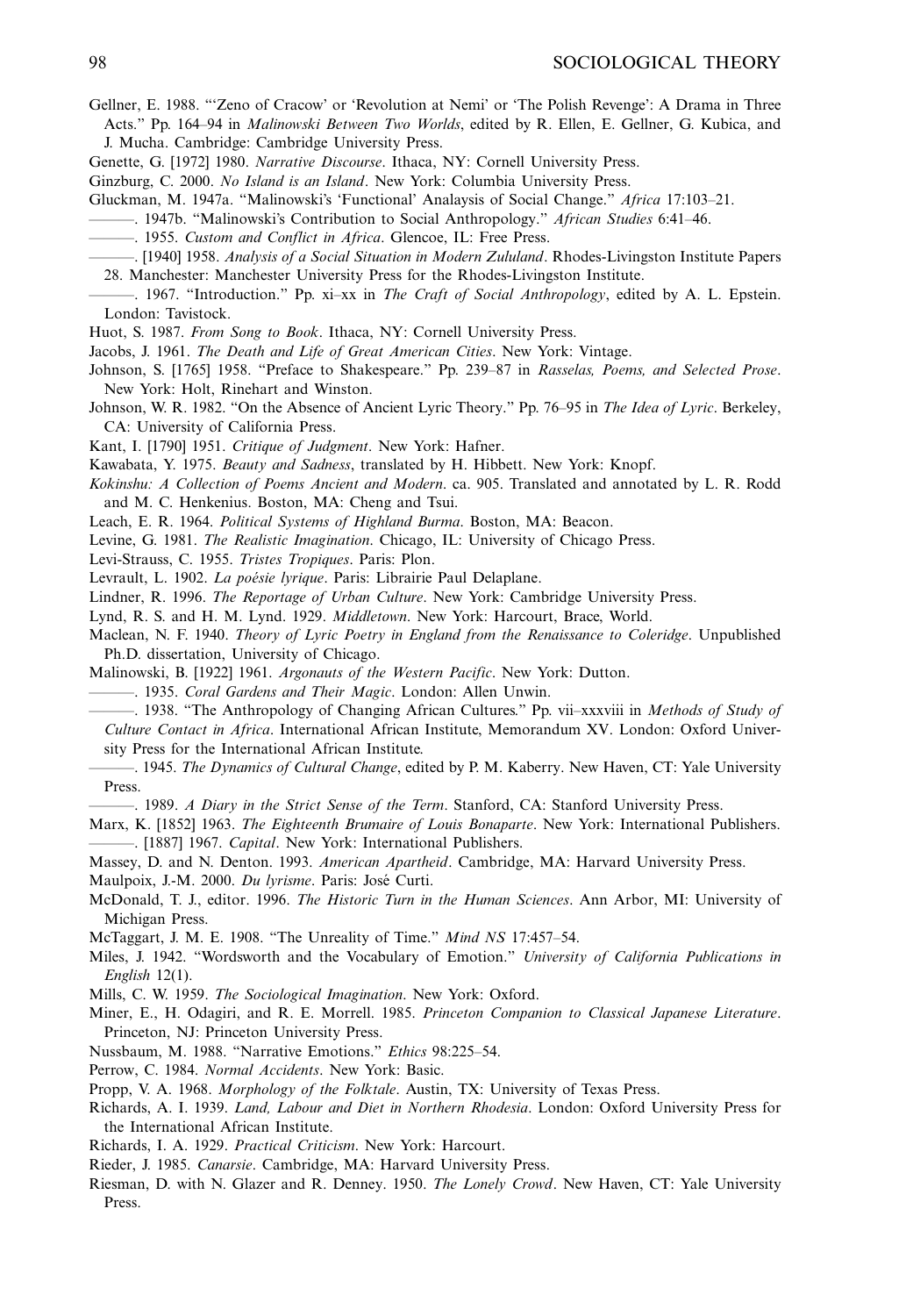Gellner, E. 1988. "'Zeno of Cracow' or 'Revolution at Nemi' or 'The Polish Revenge': A Drama in Three Acts." Pp. 164–94 in *Malinowski Between Two Worlds*, edited by R. Ellen, E. Gellner, G. Kubica, and J. Mucha. Cambridge: Cambridge University Press.

Genette, G. [1972] 1980. *Narrative Discourse*. Ithaca, NY: Cornell University Press.

Ginzburg, C. 2000. *No Island is an Island*. New York: Columbia University Press.

Gluckman, M. 1947a. "Malinowski's 'Functional' Analaysis of Social Change." *Africa* 17:103–21.

———. 1947b. "Malinowski's Contribution to Social Anthropology." *African Studies* 6:41–46.

———. 1955. *Custom and Conflict in Africa*. Glencoe, IL: Free Press.

———. [1940] 1958. *Analysis of a Social Situation in Modern Zululand*. Rhodes-Livingston Institute Papers 28. Manchester: Manchester University Press for the Rhodes-Livingston Institute.

———. 1967. "Introduction." Pp. xi–xx in *The Craft of Social Anthropology*, edited by A. L. Epstein. London: Tavistock.

Huot, S. 1987. *From Song to Book*. Ithaca, NY: Cornell University Press.

Jacobs, J. 1961. *The Death and Life of Great American Cities*. New York: Vintage.

Johnson, S. [1765] 1958. "Preface to Shakespeare." Pp. 239–87 in *Rasselas, Poems, and Selected Prose*. New York: Holt, Rinehart and Winston.

Johnson, W. R. 1982. "On the Absence of Ancient Lyric Theory." Pp. 76–95 in *The Idea of Lyric*. Berkeley, CA: University of California Press.

Kant, I. [1790] 1951. *Critique of Judgment*. New York: Hafner.

Kawabata, Y. 1975. *Beauty and Sadness*, translated by H. Hibbett. New York: Knopf.

*Kokinshu: A Collection of Poems Ancient and Modern*. ca. 905. Translated and annotated by L. R. Rodd and M. C. Henkenius. Boston, MA: Cheng and Tsui.

Leach, E. R. 1964. *Political Systems of Highland Burma*. Boston, MA: Beacon.

Levine, G. 1981. *The Realistic Imagination*. Chicago, IL: University of Chicago Press.

Levi-Strauss, C. 1955. *Tristes Tropiques*. Paris: Plon.

Levrault, L. 1902. *La poésie lyrique*. Paris: Librairie Paul Delaplane.

Lindner, R. 1996. *The Reportage of Urban Culture*. New York: Cambridge University Press.

Lynd, R. S. and H. M. Lynd. 1929. *Middletown*. New York: Harcourt, Brace, World.

Maclean, N. F. 1940. *Theory of Lyric Poetry in England from the Renaissance to Coleridge*. Unpublished Ph.D. dissertation, University of Chicago.

Malinowski, B. [1922] 1961. *Argonauts of the Western Pacific*. New York: Dutton.

———. 1935. *Coral Gardens and Their Magic*. London: Allen Unwin.

———. 1938. "The Anthropology of Changing African Cultures." Pp. vii–xxxviii in *Methods of Study of Culture Contact in Africa*. International African Institute, Memorandum XV. London: Oxford University Press for the International African Institute.

———. 1945. *The Dynamics of Cultural Change*, edited by P. M. Kaberry. New Haven, CT: Yale University Press.

———. 1989. *A Diary in the Strict Sense of the Term*. Stanford, CA: Stanford University Press.

Marx, K. [1852] 1963. *The Eighteenth Brumaire of Louis Bonaparte*. New York: International Publishers.

———. [1887] 1967. *Capital*. New York: International Publishers.

Massey, D. and N. Denton. 1993. *American Apartheid*. Cambridge, MA: Harvard University Press.

Maulpoix, J.-M. 2000. *Du lyrisme*. Paris: José Curti.

McDonald, T. J., editor. 1996. *The Historic Turn in the Human Sciences*. Ann Arbor, MI: University of Michigan Press.

McTaggart, J. M. E. 1908. "The Unreality of Time." *Mind NS* 17:457–54.

Miles, J. 1942. "Wordsworth and the Vocabulary of Emotion." *University of California Publications in English* 12(1).

Mills, C. W. 1959. *The Sociological Imagination*. New York: Oxford.

Miner, E., H. Odagiri, and R. E. Morrell. 1985. *Princeton Companion to Classical Japanese Literature*. Princeton, NJ: Princeton University Press.

Nussbaum, M. 1988. "Narrative Emotions." *Ethics* 98:225–54.

Perrow, C. 1984. *Normal Accidents*. New York: Basic.

Propp, V. A. 1968. *Morphology of the Folktale*. Austin, TX: University of Texas Press.

Richards, A. I. 1939. *Land, Labour and Diet in Northern Rhodesia*. London: Oxford University Press for the International African Institute.

Richards, I. A. 1929. *Practical Criticism*. New York: Harcourt.

Rieder, J. 1985. *Canarsie*. Cambridge, MA: Harvard University Press.

Riesman, D. with N. Glazer and R. Denney. 1950. *The Lonely Crowd*. New Haven, CT: Yale University Press.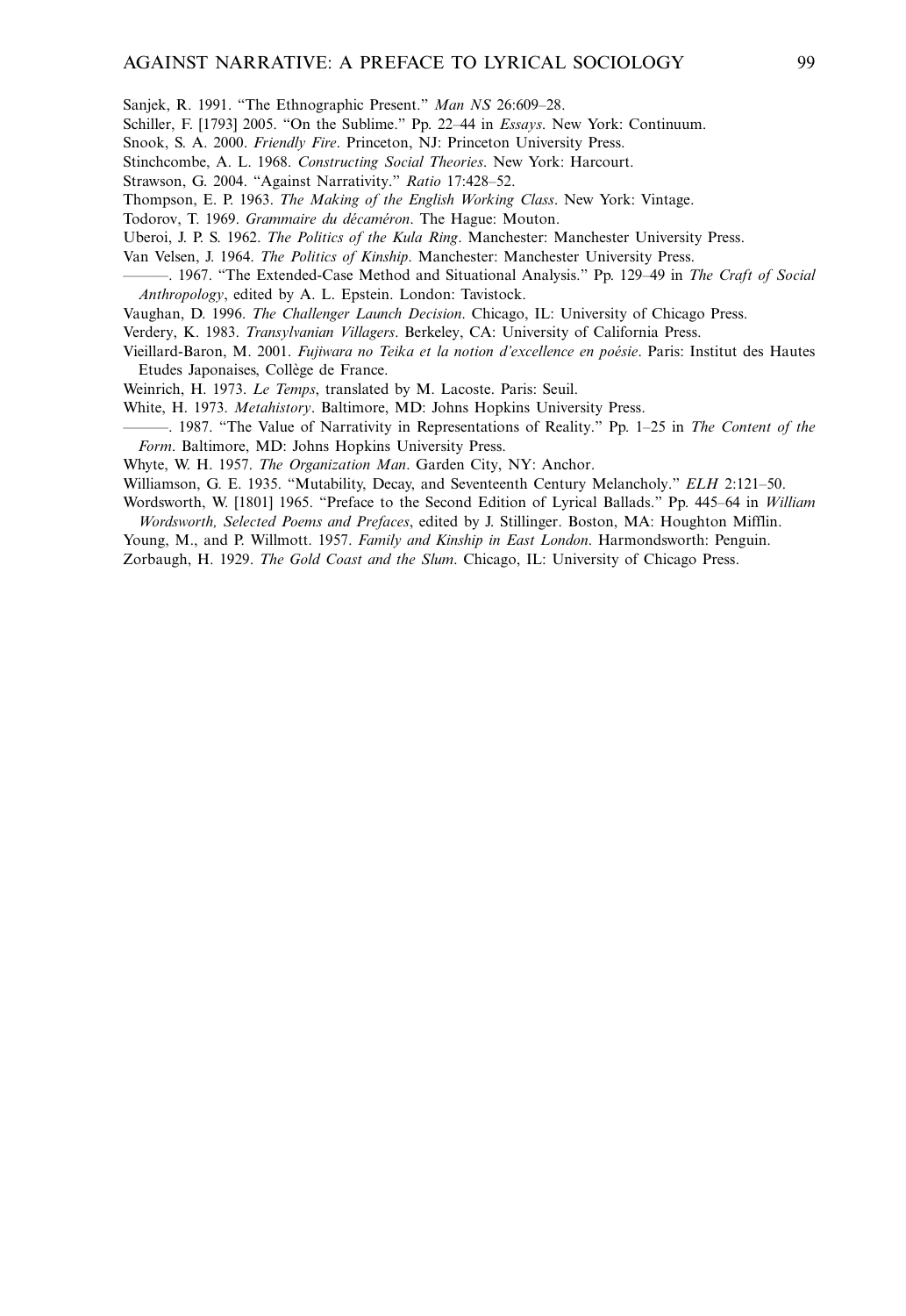Sanjek, R. 1991. “The Ethnographic Present.” *Man NS* 26:609–28.

Schiller, F. [1793] 2005. “On the Sublime.” Pp. 22–44 in *Essays*. New York: Continuum.

Snook, S. A. 2000. *Friendly Fire*. Princeton, NJ: Princeton University Press.

Stinchcombe, A. L. 1968. *Constructing Social Theories*. New York: Harcourt.

Strawson, G. 2004. “Against Narrativity.” *Ratio* 17:428–52.

Thompson, E. P. 1963. *The Making of the English Working Class*. New York: Vintage.

Todorov, T. 1969. *Grammaire du décaméron*. The Hague: Mouton.

Uberoi, J. P. S. 1962. *The Politics of the Kula Ring*. Manchester: Manchester University Press.

Van Velsen, J. 1964. *The Politics of Kinship*. Manchester: Manchester University Press.

———. 1967. “The Extended-Case Method and Situational Analysis.” Pp. 129–49 in *The Craft of Social Anthropology*, edited by A. L. Epstein. London: Tavistock.

Vaughan, D. 1996. *The Challenger Launch Decision*. Chicago, IL: University of Chicago Press.

Verdery, K. 1983. *Transylvanian Villagers*. Berkeley, CA: University of California Press.

Vieillard-Baron, M. 2001. *Fujiwara no Teika et la notion d'excellence en poésie*. Paris: Institut des Hautes Etudes Japonaises, Collège de France.

Weinrich, H. 1973. *Le Temps*, translated by M. Lacoste. Paris: Seuil.

White, H. 1973. *Metahistory*. Baltimore, MD: Johns Hopkins University Press.

———. 1987. “The Value of Narrativity in Representations of Reality.” Pp. 1–25 in *The Content of the Form*. Baltimore, MD: Johns Hopkins University Press.

Whyte, W. H. 1957. *The Organization Man*. Garden City, NY: Anchor.

Williamson, G. E. 1935. “Mutability, Decay, and Seventeenth Century Melancholy.” *ELH* 2:121–50.

Wordsworth, W. [1801] 1965. “Preface to the Second Edition of Lyrical Ballads.” Pp. 445–64 in *William Wordsworth, Selected Poems and Prefaces*, edited by J. Stillinger. Boston, MA: Houghton Mifflin.

Young, M., and P. Willmott. 1957. *Family and Kinship in East London*. Harmondsworth: Penguin.

Zorbaugh, H. 1929. *The Gold Coast and the Slum*. Chicago, IL: University of Chicago Press.